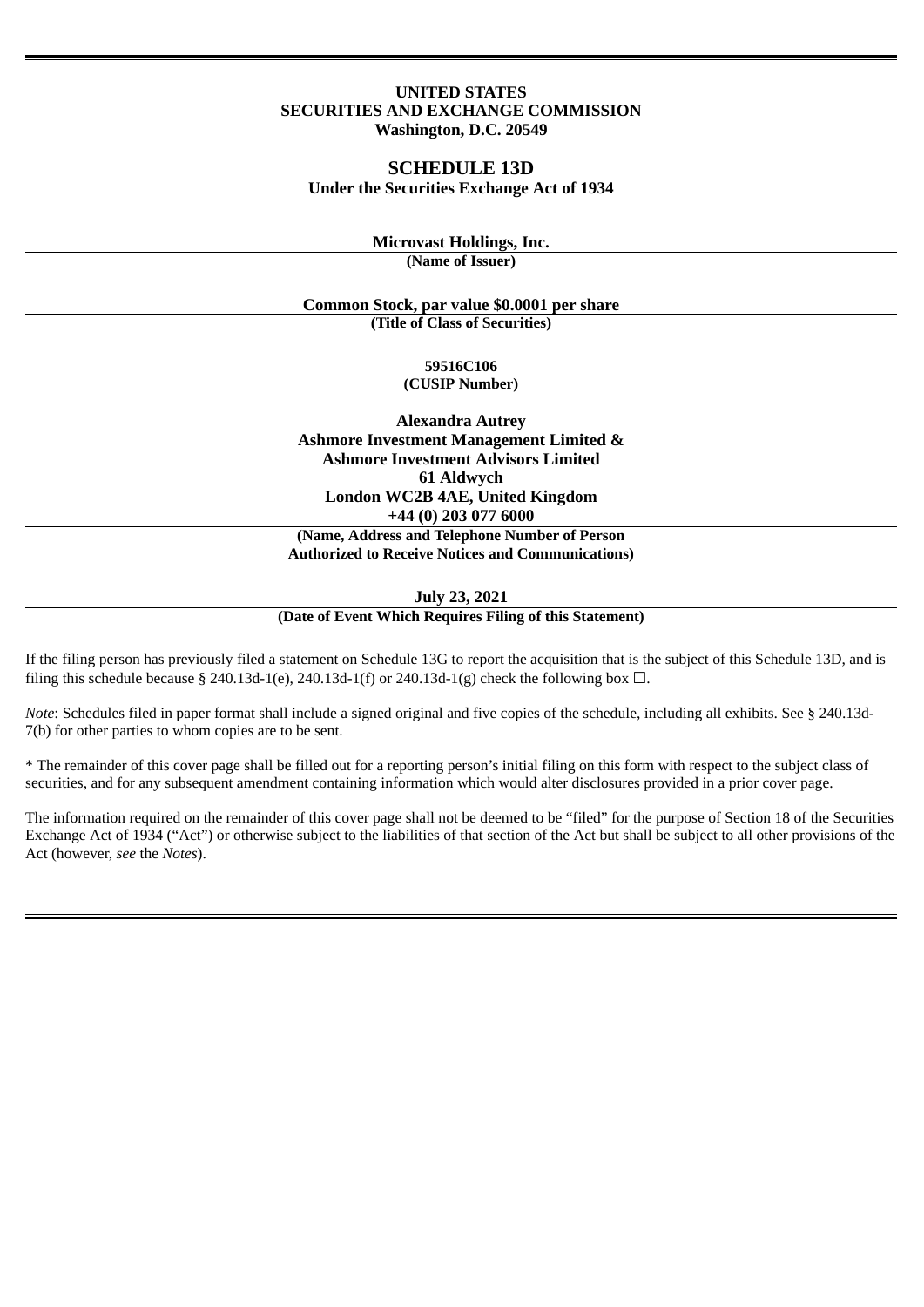**UNITED STATES**
**SECURITIES AND EXCHANGE COMMISSION**
**Washington, D.C. 20549**

# SCHEDULE 13D

**Under the Securities Exchange Act of 1934**

**Microvast Holdings, Inc.**
**(Name of Issuer)**

**Common Stock, par value $0.0001 per share**
**(Title of Class of Securities)**

**59516C106**
**(CUSIP Number)**

**Alexandra Autrey**
**Ashmore Investment Management Limited &**
**Ashmore Investment Advisors Limited**
**61 Aldwych**
**London WC2B 4AE, United Kingdom**
**+44 (0) 203 077 6000**
**(Name, Address and Telephone Number of Person**
**Authorized to Receive Notices and Communications)**

**July 23, 2021**
**(Date of Event Which Requires Filing of this Statement)**

If the filing person has previously filed a statement on Schedule 13G to report the acquisition that is the subject of this Schedule 13D, and is filing this schedule because § 240.13d-1(e), 240.13d-1(f) or 240.13d-1(g) check the following box ☐.

*Note*: Schedules filed in paper format shall include a signed original and five copies of the schedule, including all exhibits. See § 240.13d-7(b) for other parties to whom copies are to be sent.

* The remainder of this cover page shall be filled out for a reporting person's initial filing on this form with respect to the subject class of securities, and for any subsequent amendment containing information which would alter disclosures provided in a prior cover page.

The information required on the remainder of this cover page shall not be deemed to be "filed" for the purpose of Section 18 of the Securities Exchange Act of 1934 ("Act") or otherwise subject to the liabilities of that section of the Act but shall be subject to all other provisions of the Act (however, *see* the *Notes*).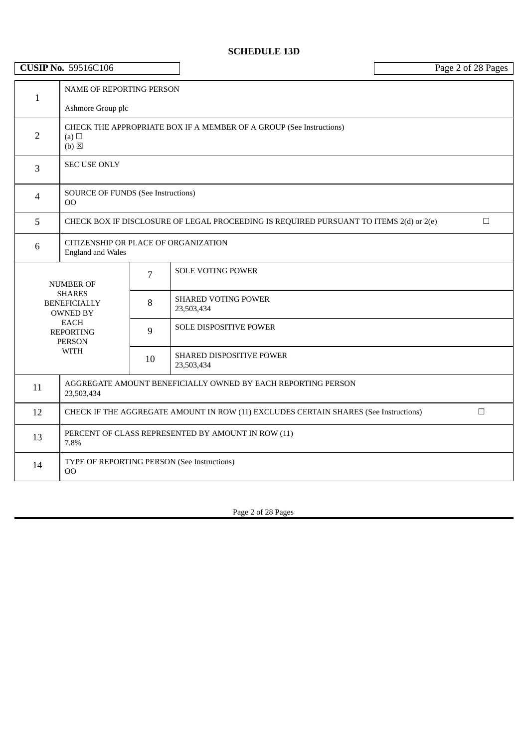## SCHEDULE 13D

**CUSIP No.** 59516C106

| | | | |
|---|---|---|---|
| 1 | NAME OF REPORTING PERSON<br><br>Ashmore Group plc | | |
| 2 | CHECK THE APPROPRIATE BOX IF A MEMBER OF A GROUP (See Instructions)<br>(a) ☐<br>(b) ☒ | | |
| 3 | SEC USE ONLY | | |
| 4 | SOURCE OF FUNDS (See Instructions)<br>OO | | |
| 5 | CHECK BOX IF DISCLOSURE OF LEGAL PROCEEDING IS REQUIRED PURSUANT TO ITEMS 2(d) or 2(e) ☐ | | |
| 6 | CITIZENSHIP OR PLACE OF ORGANIZATION<br>England and Wales | | |
| NUMBER OF SHARES BENEFICIALLY OWNED BY EACH REPORTING PERSON WITH | | 7 | SOLE VOTING POWER |
| | | 8 | SHARED VOTING POWER<br>23,503,434 |
| | | 9 | SOLE DISPOSITIVE POWER |
| | | 10 | SHARED DISPOSITIVE POWER<br>23,503,434 |
| 11 | AGGREGATE AMOUNT BENEFICIALLY OWNED BY EACH REPORTING PERSON<br>23,503,434 | | |
| 12 | CHECK IF THE AGGREGATE AMOUNT IN ROW (11) EXCLUDES CERTAIN SHARES (See Instructions) ☐ | | |
| 13 | PERCENT OF CLASS REPRESENTED BY AMOUNT IN ROW (11)<br>7.8% | | |
| 14 | TYPE OF REPORTING PERSON (See Instructions)<br>OO | | |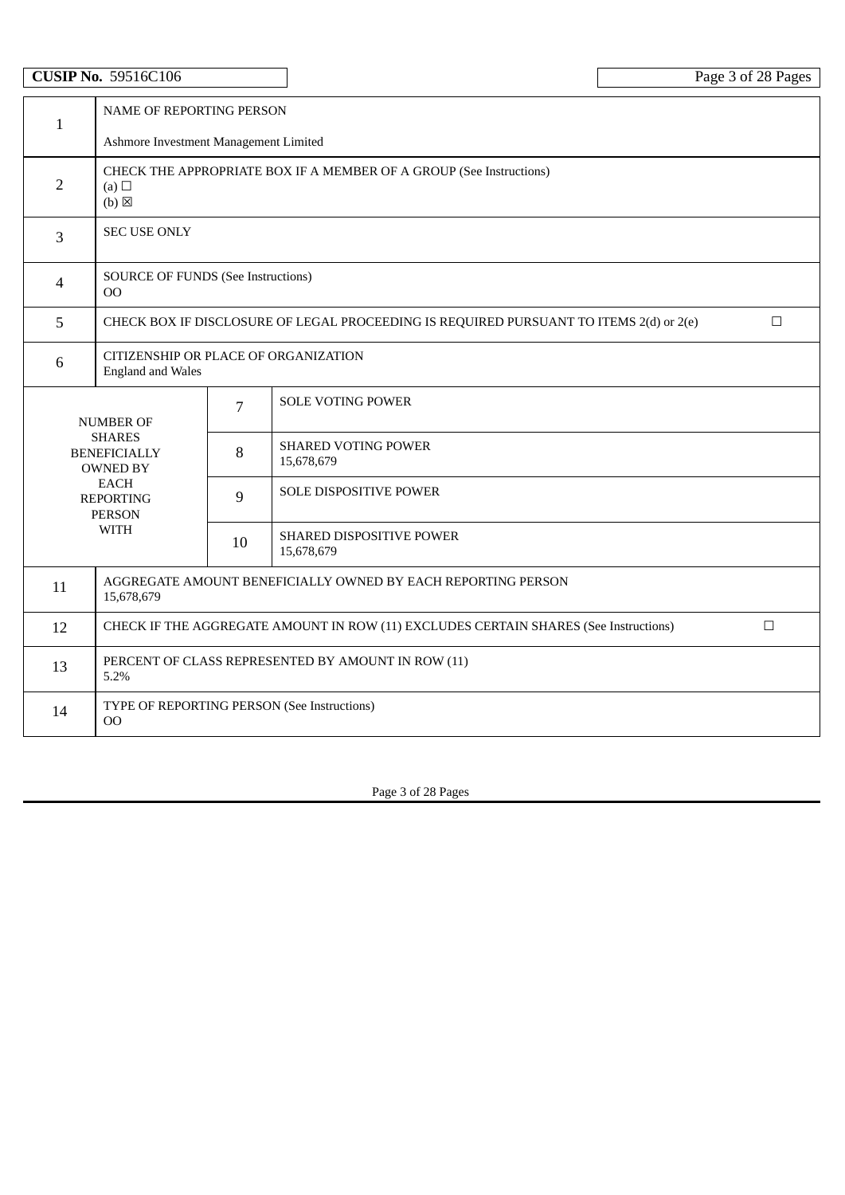| CUSIP No. 59516C106 | |
|---|---|

| | | | |
|---|---|---|---|
| 1 | NAME OF REPORTING PERSON<br><br>Ashmore Investment Management Limited | | |
| 2 | CHECK THE APPROPRIATE BOX IF A MEMBER OF A GROUP (See Instructions)<br>(a) ☐<br>(b) ☒ | | |
| 3 | SEC USE ONLY | | |
| 4 | SOURCE OF FUNDS (See Instructions)<br>OO | | |
| 5 | CHECK BOX IF DISCLOSURE OF LEGAL PROCEEDING IS REQUIRED PURSUANT TO ITEMS 2(d) or 2(e) ☐ | | |
| 6 | CITIZENSHIP OR PLACE OF ORGANIZATION<br>England and Wales | | |
| NUMBER OF SHARES BENEFICIALLY OWNED BY EACH REPORTING PERSON WITH | | 7 | SOLE VOTING POWER |
| | | 8 | SHARED VOTING POWER<br>15,678,679 |
| | | 9 | SOLE DISPOSITIVE POWER |
| | | 10 | SHARED DISPOSITIVE POWER<br>15,678,679 |
| 11 | AGGREGATE AMOUNT BENEFICIALLY OWNED BY EACH REPORTING PERSON<br>15,678,679 | | |
| 12 | CHECK IF THE AGGREGATE AMOUNT IN ROW (11) EXCLUDES CERTAIN SHARES (See Instructions) ☐ | | |
| 13 | PERCENT OF CLASS REPRESENTED BY AMOUNT IN ROW (11)<br>5.2% | | |
| 14 | TYPE OF REPORTING PERSON (See Instructions)<br>OO | | |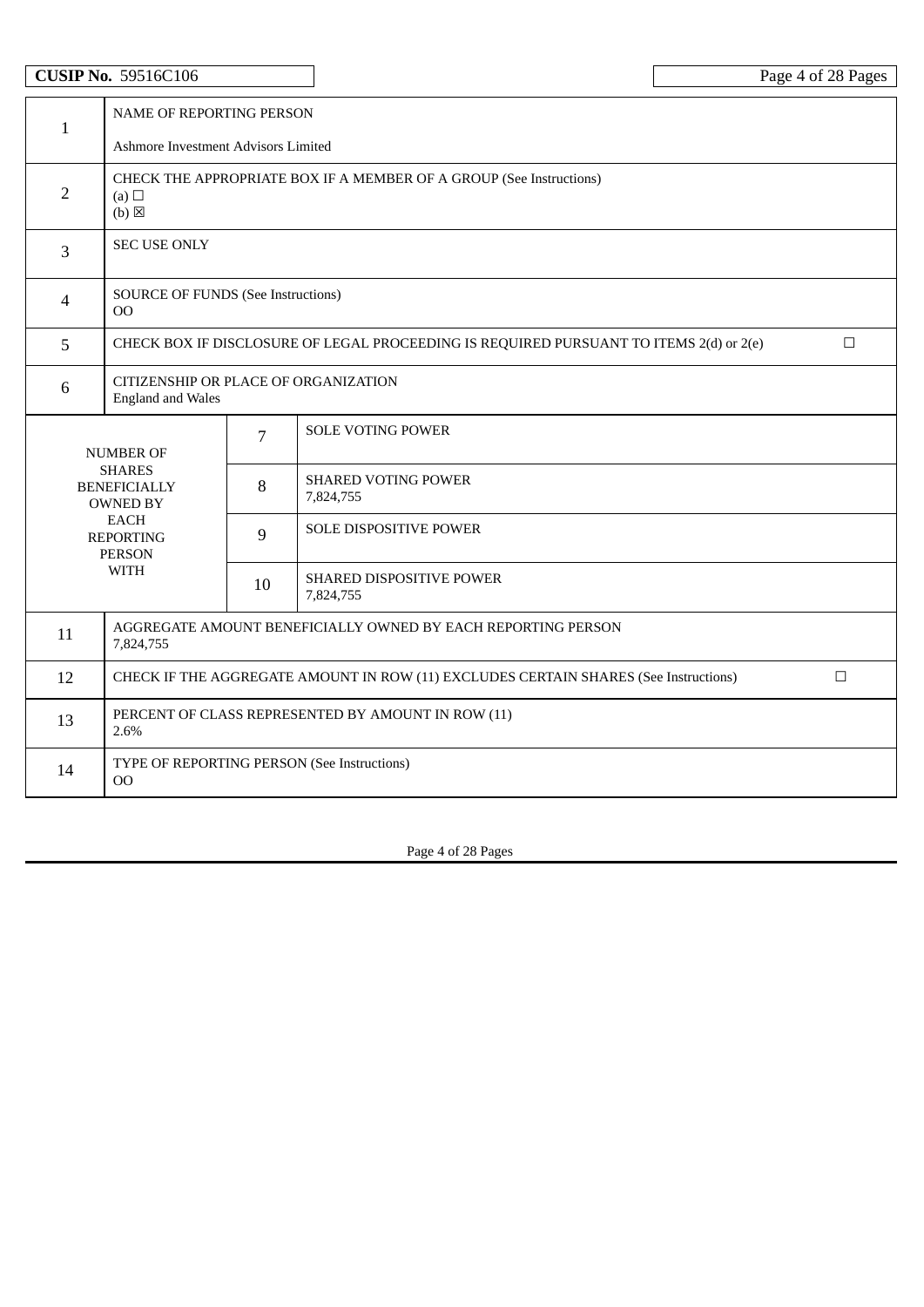**CUSIP No.** 59516C106

| | | | |
|---|---|---|---|
| 1 | NAME OF REPORTING PERSON<br><br>Ashmore Investment Advisors Limited | | |
| 2 | CHECK THE APPROPRIATE BOX IF A MEMBER OF A GROUP (See Instructions)<br>(a) ☐<br>(b) ☒ | | |
| 3 | SEC USE ONLY | | |
| 4 | SOURCE OF FUNDS (See Instructions)<br>OO | | |
| 5 | CHECK BOX IF DISCLOSURE OF LEGAL PROCEEDING IS REQUIRED PURSUANT TO ITEMS 2(d) or 2(e) ☐ | | |
| 6 | CITIZENSHIP OR PLACE OF ORGANIZATION<br>England and Wales | | |
| NUMBER OF SHARES BENEFICIALLY OWNED BY EACH REPORTING PERSON WITH | | 7 | SOLE VOTING POWER |
| | | 8 | SHARED VOTING POWER<br>7,824,755 |
| | | 9 | SOLE DISPOSITIVE POWER |
| | | 10 | SHARED DISPOSITIVE POWER<br>7,824,755 |
| 11 | AGGREGATE AMOUNT BENEFICIALLY OWNED BY EACH REPORTING PERSON<br>7,824,755 | | |
| 12 | CHECK IF THE AGGREGATE AMOUNT IN ROW (11) EXCLUDES CERTAIN SHARES (See Instructions) ☐ | | |
| 13 | PERCENT OF CLASS REPRESENTED BY AMOUNT IN ROW (11)<br>2.6% | | |
| 14 | TYPE OF REPORTING PERSON (See Instructions)<br>OO | | |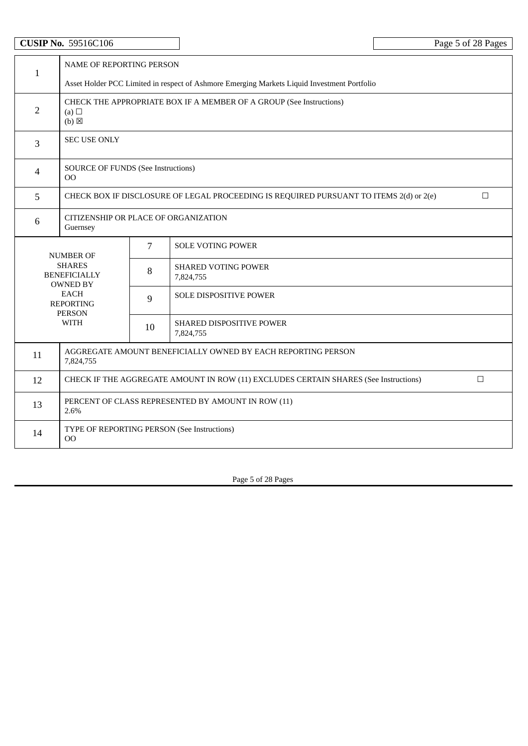**CUSIP No.** 59516C106

| | | | |
|---|---|---|---|
| 1 | NAME OF REPORTING PERSON<br><br>Asset Holder PCC Limited in respect of Ashmore Emerging Markets Liquid Investment Portfolio | | |
| 2 | CHECK THE APPROPRIATE BOX IF A MEMBER OF A GROUP (See Instructions)<br>(a) ☐<br>(b) ☒ | | |
| 3 | SEC USE ONLY | | |
| 4 | SOURCE OF FUNDS (See Instructions)<br>OO | | |
| 5 | CHECK BOX IF DISCLOSURE OF LEGAL PROCEEDING IS REQUIRED PURSUANT TO ITEMS 2(d) or 2(e) ☐ | | |
| 6 | CITIZENSHIP OR PLACE OF ORGANIZATION<br>Guernsey | | |
| NUMBER OF SHARES BENEFICIALLY OWNED BY EACH REPORTING PERSON WITH | | 7 | SOLE VOTING POWER |
| | | 8 | SHARED VOTING POWER<br>7,824,755 |
| | | 9 | SOLE DISPOSITIVE POWER |
| | | 10 | SHARED DISPOSITIVE POWER<br>7,824,755 |
| 11 | AGGREGATE AMOUNT BENEFICIALLY OWNED BY EACH REPORTING PERSON<br>7,824,755 | | |
| 12 | CHECK IF THE AGGREGATE AMOUNT IN ROW (11) EXCLUDES CERTAIN SHARES (See Instructions) ☐ | | |
| 13 | PERCENT OF CLASS REPRESENTED BY AMOUNT IN ROW (11)<br>2.6% | | |
| 14 | TYPE OF REPORTING PERSON (See Instructions)<br>OO | | |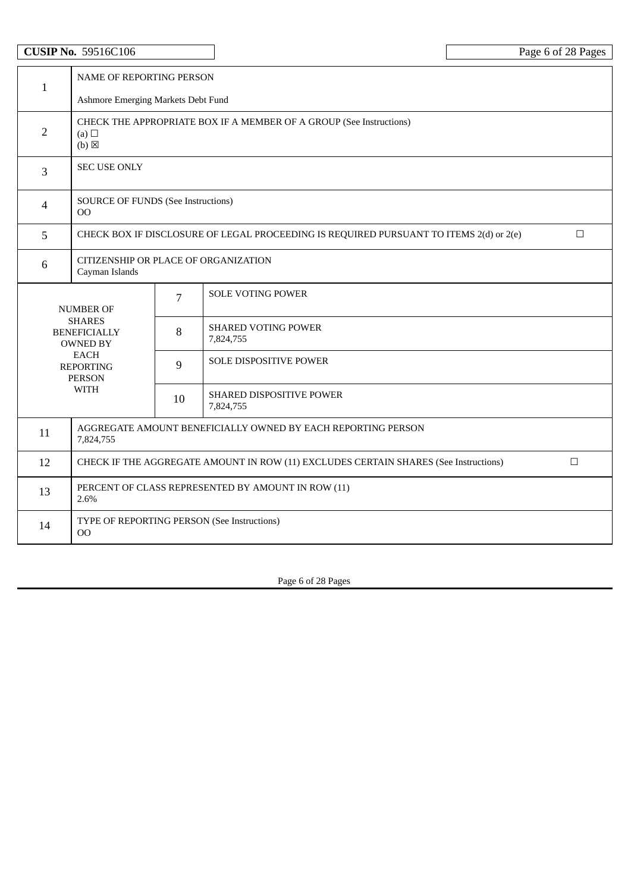**CUSIP No.** 59516C106

| | | | |
|---|---|---|---|
| 1 | NAME OF REPORTING PERSON<br><br>Ashmore Emerging Markets Debt Fund | | |
| 2 | CHECK THE APPROPRIATE BOX IF A MEMBER OF A GROUP (See Instructions)<br>(a) ☐<br>(b) ☒ | | |
| 3 | SEC USE ONLY | | |
| 4 | SOURCE OF FUNDS (See Instructions)<br>OO | | |
| 5 | CHECK BOX IF DISCLOSURE OF LEGAL PROCEEDING IS REQUIRED PURSUANT TO ITEMS 2(d) or 2(e) ☐ | | |
| 6 | CITIZENSHIP OR PLACE OF ORGANIZATION<br>Cayman Islands | | |
| NUMBER OF SHARES BENEFICIALLY OWNED BY EACH REPORTING PERSON WITH | | 7 | SOLE VOTING POWER |
| | | 8 | SHARED VOTING POWER<br>7,824,755 |
| | | 9 | SOLE DISPOSITIVE POWER |
| | | 10 | SHARED DISPOSITIVE POWER<br>7,824,755 |
| 11 | AGGREGATE AMOUNT BENEFICIALLY OWNED BY EACH REPORTING PERSON<br>7,824,755 | | |
| 12 | CHECK IF THE AGGREGATE AMOUNT IN ROW (11) EXCLUDES CERTAIN SHARES (See Instructions) ☐ | | |
| 13 | PERCENT OF CLASS REPRESENTED BY AMOUNT IN ROW (11)<br>2.6% | | |
| 14 | TYPE OF REPORTING PERSON (See Instructions)<br>OO | | |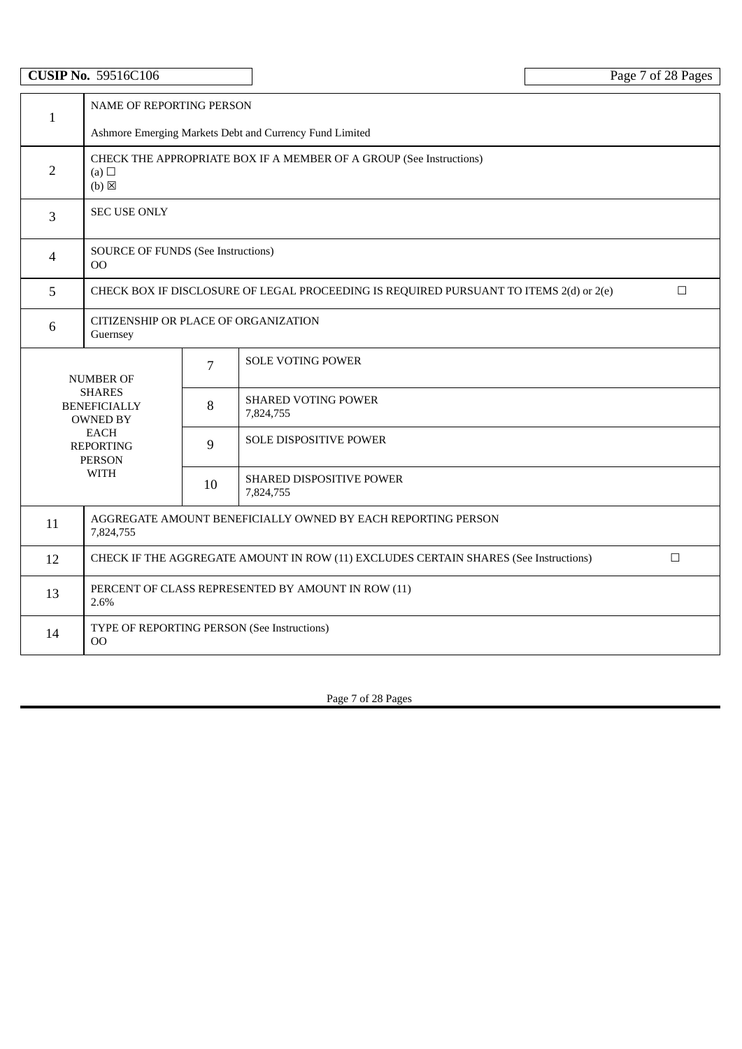**CUSIP No.** 59516C106

| | | | |
|---|---|---|---|
| 1 | NAME OF REPORTING PERSON<br><br>Ashmore Emerging Markets Debt and Currency Fund Limited | | |
| 2 | CHECK THE APPROPRIATE BOX IF A MEMBER OF A GROUP (See Instructions)<br>(a) ☐<br>(b) ☒ | | |
| 3 | SEC USE ONLY | | |
| 4 | SOURCE OF FUNDS (See Instructions)<br>OO | | |
| 5 | CHECK BOX IF DISCLOSURE OF LEGAL PROCEEDING IS REQUIRED PURSUANT TO ITEMS 2(d) or 2(e) ☐ | | |
| 6 | CITIZENSHIP OR PLACE OF ORGANIZATION<br>Guernsey | | |
| NUMBER OF SHARES BENEFICIALLY OWNED BY EACH REPORTING PERSON WITH | | 7 | SOLE VOTING POWER |
| | | 8 | SHARED VOTING POWER<br>7,824,755 |
| | | 9 | SOLE DISPOSITIVE POWER |
| | | 10 | SHARED DISPOSITIVE POWER<br>7,824,755 |
| 11 | AGGREGATE AMOUNT BENEFICIALLY OWNED BY EACH REPORTING PERSON<br>7,824,755 | | |
| 12 | CHECK IF THE AGGREGATE AMOUNT IN ROW (11) EXCLUDES CERTAIN SHARES (See Instructions) ☐ | | |
| 13 | PERCENT OF CLASS REPRESENTED BY AMOUNT IN ROW (11)<br>2.6% | | |
| 14 | TYPE OF REPORTING PERSON (See Instructions)<br>OO | | |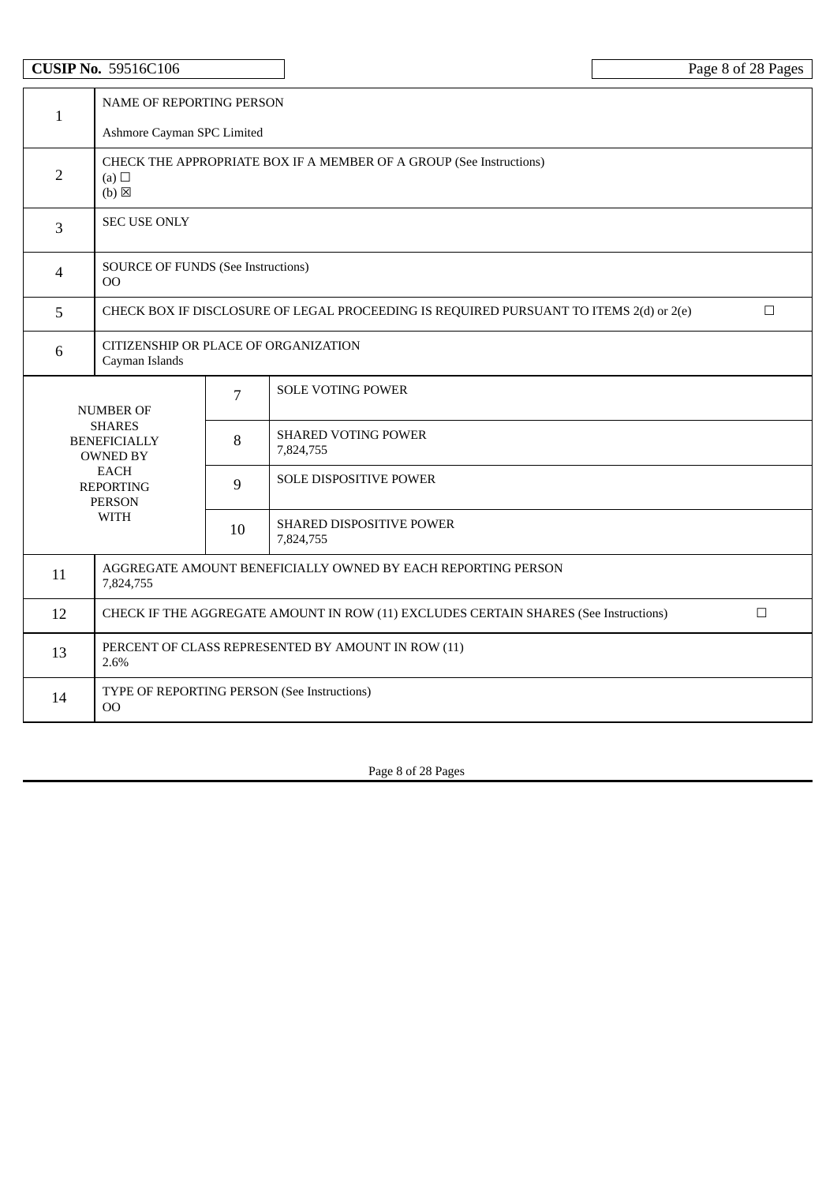**CUSIP No.** 59516C106

| | | | |
|---|---|---|---|
| 1 | NAME OF REPORTING PERSON<br><br>Ashmore Cayman SPC Limited | | |
| 2 | CHECK THE APPROPRIATE BOX IF A MEMBER OF A GROUP (See Instructions)<br>(a) ☐<br>(b) ☒ | | |
| 3 | SEC USE ONLY | | |
| 4 | SOURCE OF FUNDS (See Instructions)<br>OO | | |
| 5 | CHECK BOX IF DISCLOSURE OF LEGAL PROCEEDING IS REQUIRED PURSUANT TO ITEMS 2(d) or 2(e) ☐ | | |
| 6 | CITIZENSHIP OR PLACE OF ORGANIZATION<br>Cayman Islands | | |
| NUMBER OF SHARES BENEFICIALLY OWNED BY EACH REPORTING PERSON WITH | 7 | SOLE VOTING POWER | |
| | 8 | SHARED VOTING POWER<br>7,824,755 | |
| | 9 | SOLE DISPOSITIVE POWER | |
| | 10 | SHARED DISPOSITIVE POWER<br>7,824,755 | |
| 11 | AGGREGATE AMOUNT BENEFICIALLY OWNED BY EACH REPORTING PERSON<br>7,824,755 | | |
| 12 | CHECK IF THE AGGREGATE AMOUNT IN ROW (11) EXCLUDES CERTAIN SHARES (See Instructions) ☐ | | |
| 13 | PERCENT OF CLASS REPRESENTED BY AMOUNT IN ROW (11)<br>2.6% | | |
| 14 | TYPE OF REPORTING PERSON (See Instructions)<br>OO | | |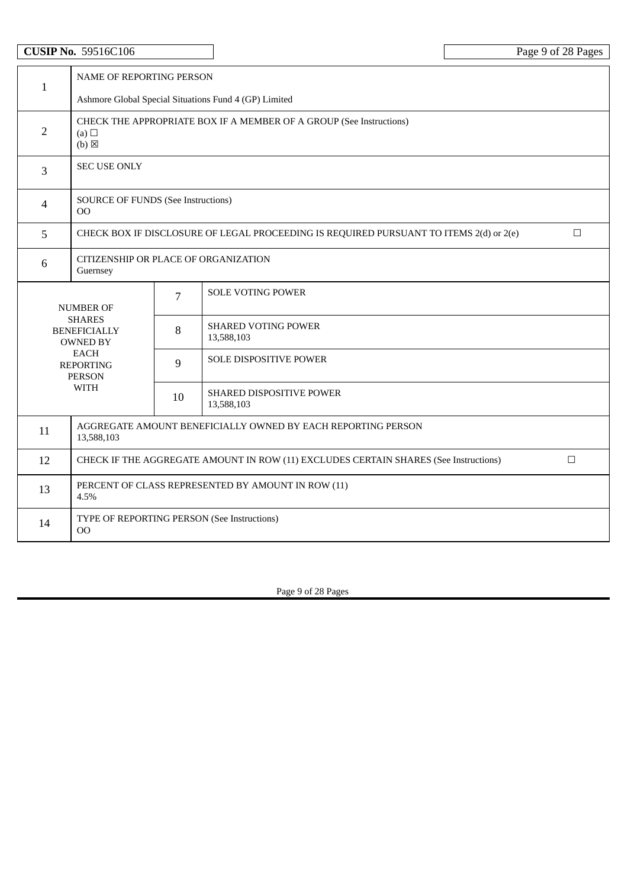**CUSIP No.** 59516C106

| | | | |
|---|---|---|---|
| 1 | NAME OF REPORTING PERSON<br><br>Ashmore Global Special Situations Fund 4 (GP) Limited | | |
| 2 | CHECK THE APPROPRIATE BOX IF A MEMBER OF A GROUP (See Instructions)<br>(a) ☐<br>(b) ☒ | | |
| 3 | SEC USE ONLY | | |
| 4 | SOURCE OF FUNDS (See Instructions)<br>OO | | |
| 5 | CHECK BOX IF DISCLOSURE OF LEGAL PROCEEDING IS REQUIRED PURSUANT TO ITEMS 2(d) or 2(e) ☐ | | |
| 6 | CITIZENSHIP OR PLACE OF ORGANIZATION<br>Guernsey | | |
| NUMBER OF SHARES BENEFICIALLY OWNED BY EACH REPORTING PERSON WITH | | 7 | SOLE VOTING POWER |
| | | 8 | SHARED VOTING POWER<br>13,588,103 |
| | | 9 | SOLE DISPOSITIVE POWER |
| | | 10 | SHARED DISPOSITIVE POWER<br>13,588,103 |
| 11 | AGGREGATE AMOUNT BENEFICIALLY OWNED BY EACH REPORTING PERSON<br>13,588,103 | | |
| 12 | CHECK IF THE AGGREGATE AMOUNT IN ROW (11) EXCLUDES CERTAIN SHARES (See Instructions) ☐ | | |
| 13 | PERCENT OF CLASS REPRESENTED BY AMOUNT IN ROW (11)<br>4.5% | | |
| 14 | TYPE OF REPORTING PERSON (See Instructions)<br>OO | | |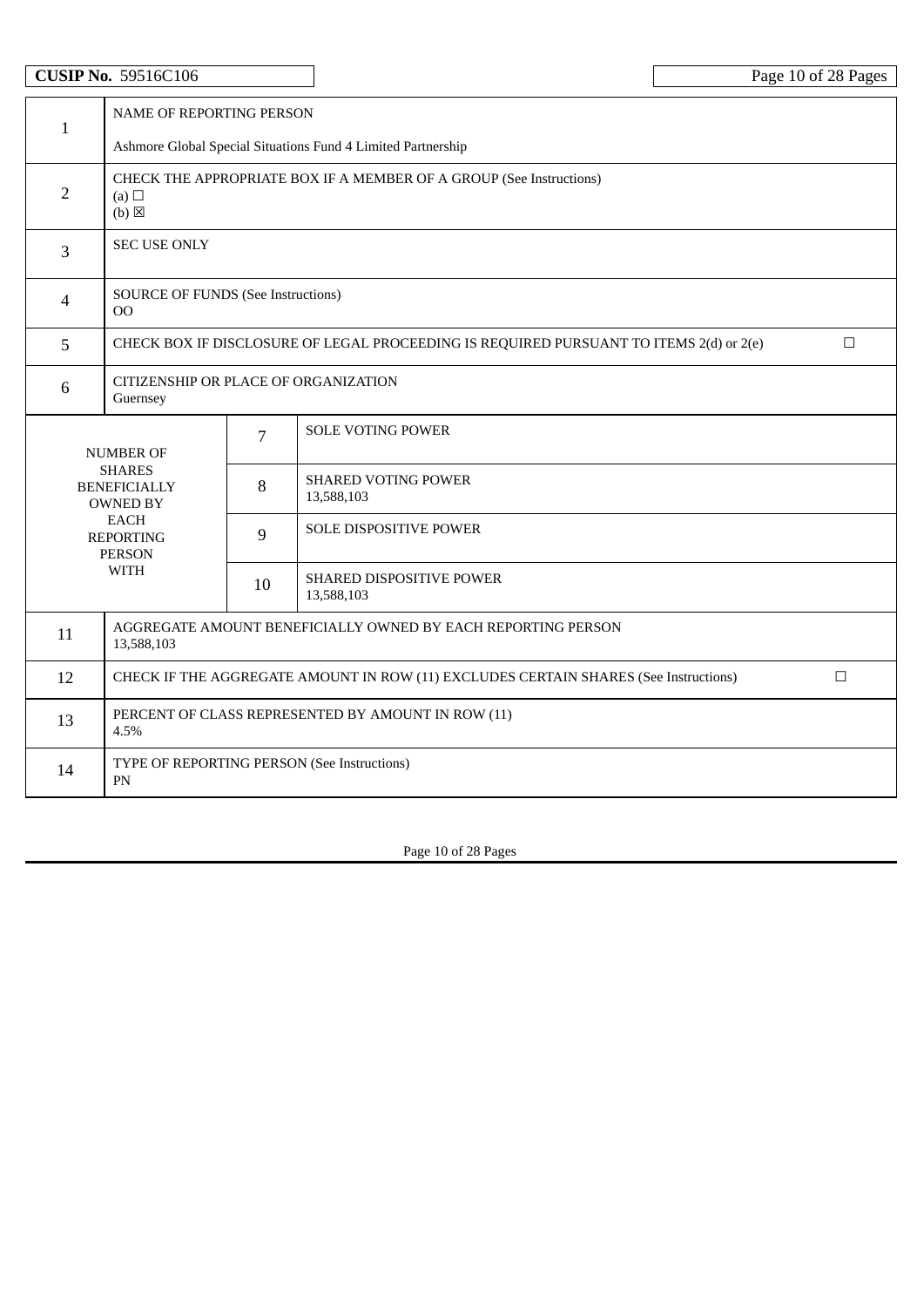**CUSIP No.** 59516C106

| | | | |
|---|---|---|---|
| 1 | NAME OF REPORTING PERSON<br><br>Ashmore Global Special Situations Fund 4 Limited Partnership | | |
| 2 | CHECK THE APPROPRIATE BOX IF A MEMBER OF A GROUP (See Instructions)<br>(a) ☐<br>(b) ☒ | | |
| 3 | SEC USE ONLY | | |
| 4 | SOURCE OF FUNDS (See Instructions)<br>OO | | |
| 5 | CHECK BOX IF DISCLOSURE OF LEGAL PROCEEDING IS REQUIRED PURSUANT TO ITEMS 2(d) or 2(e) ☐ | | |
| 6 | CITIZENSHIP OR PLACE OF ORGANIZATION<br>Guernsey | | |
| NUMBER OF SHARES BENEFICIALLY OWNED BY EACH REPORTING PERSON WITH | | 7 | SOLE VOTING POWER |
| | | 8 | SHARED VOTING POWER<br>13,588,103 |
| | | 9 | SOLE DISPOSITIVE POWER |
| | | 10 | SHARED DISPOSITIVE POWER<br>13,588,103 |
| 11 | AGGREGATE AMOUNT BENEFICIALLY OWNED BY EACH REPORTING PERSON<br>13,588,103 | | |
| 12 | CHECK IF THE AGGREGATE AMOUNT IN ROW (11) EXCLUDES CERTAIN SHARES (See Instructions) ☐ | | |
| 13 | PERCENT OF CLASS REPRESENTED BY AMOUNT IN ROW (11)<br>4.5% | | |
| 14 | TYPE OF REPORTING PERSON (See Instructions)<br>PN | | |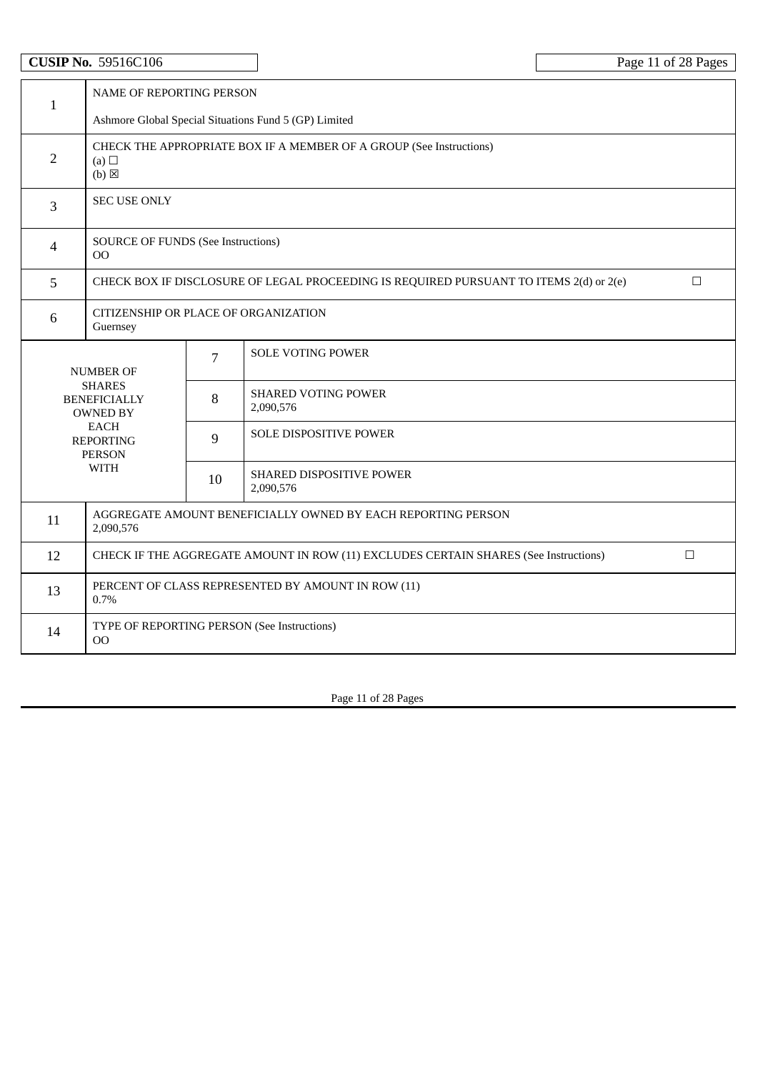**CUSIP No.** 59516C106

| | | | |
|---|---|---|---|
| 1 | NAME OF REPORTING PERSON<br><br>Ashmore Global Special Situations Fund 5 (GP) Limited | | |
| 2 | CHECK THE APPROPRIATE BOX IF A MEMBER OF A GROUP (See Instructions)<br>(a) ☐<br>(b) ☒ | | |
| 3 | SEC USE ONLY | | |
| 4 | SOURCE OF FUNDS (See Instructions)<br>OO | | |
| 5 | CHECK BOX IF DISCLOSURE OF LEGAL PROCEEDING IS REQUIRED PURSUANT TO ITEMS 2(d) or 2(e) ☐ | | |
| 6 | CITIZENSHIP OR PLACE OF ORGANIZATION<br>Guernsey | | |
| NUMBER OF SHARES BENEFICIALLY OWNED BY EACH REPORTING PERSON WITH | | 7 | SOLE VOTING POWER |
| | | 8 | SHARED VOTING POWER<br>2,090,576 |
| | | 9 | SOLE DISPOSITIVE POWER |
| | | 10 | SHARED DISPOSITIVE POWER<br>2,090,576 |
| 11 | AGGREGATE AMOUNT BENEFICIALLY OWNED BY EACH REPORTING PERSON<br>2,090,576 | | |
| 12 | CHECK IF THE AGGREGATE AMOUNT IN ROW (11) EXCLUDES CERTAIN SHARES (See Instructions) ☐ | | |
| 13 | PERCENT OF CLASS REPRESENTED BY AMOUNT IN ROW (11)<br>0.7% | | |
| 14 | TYPE OF REPORTING PERSON (See Instructions)<br>OO | | |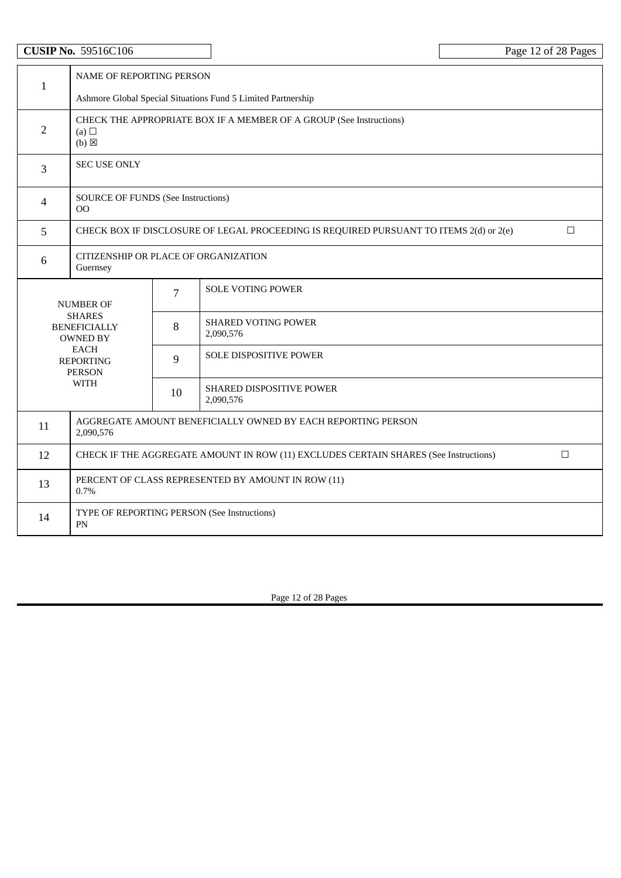**CUSIP No.** 59516C106

| | | | |
|---|---|---|---|
| 1 | NAME OF REPORTING PERSON<br><br>Ashmore Global Special Situations Fund 5 Limited Partnership | | |
| 2 | CHECK THE APPROPRIATE BOX IF A MEMBER OF A GROUP (See Instructions)<br>(a) ☐<br>(b) ☒ | | |
| 3 | SEC USE ONLY | | |
| 4 | SOURCE OF FUNDS (See Instructions)<br>OO | | |
| 5 | CHECK BOX IF DISCLOSURE OF LEGAL PROCEEDING IS REQUIRED PURSUANT TO ITEMS 2(d) or 2(e) ☐ | | |
| 6 | CITIZENSHIP OR PLACE OF ORGANIZATION<br>Guernsey | | |
| NUMBER OF SHARES BENEFICIALLY OWNED BY EACH REPORTING PERSON WITH | | 7 | SOLE VOTING POWER |
| | | 8 | SHARED VOTING POWER<br>2,090,576 |
| | | 9 | SOLE DISPOSITIVE POWER |
| | | 10 | SHARED DISPOSITIVE POWER<br>2,090,576 |
| 11 | AGGREGATE AMOUNT BENEFICIALLY OWNED BY EACH REPORTING PERSON<br>2,090,576 | | |
| 12 | CHECK IF THE AGGREGATE AMOUNT IN ROW (11) EXCLUDES CERTAIN SHARES (See Instructions) ☐ | | |
| 13 | PERCENT OF CLASS REPRESENTED BY AMOUNT IN ROW (11)<br>0.7% | | |
| 14 | TYPE OF REPORTING PERSON (See Instructions)<br>PN | | |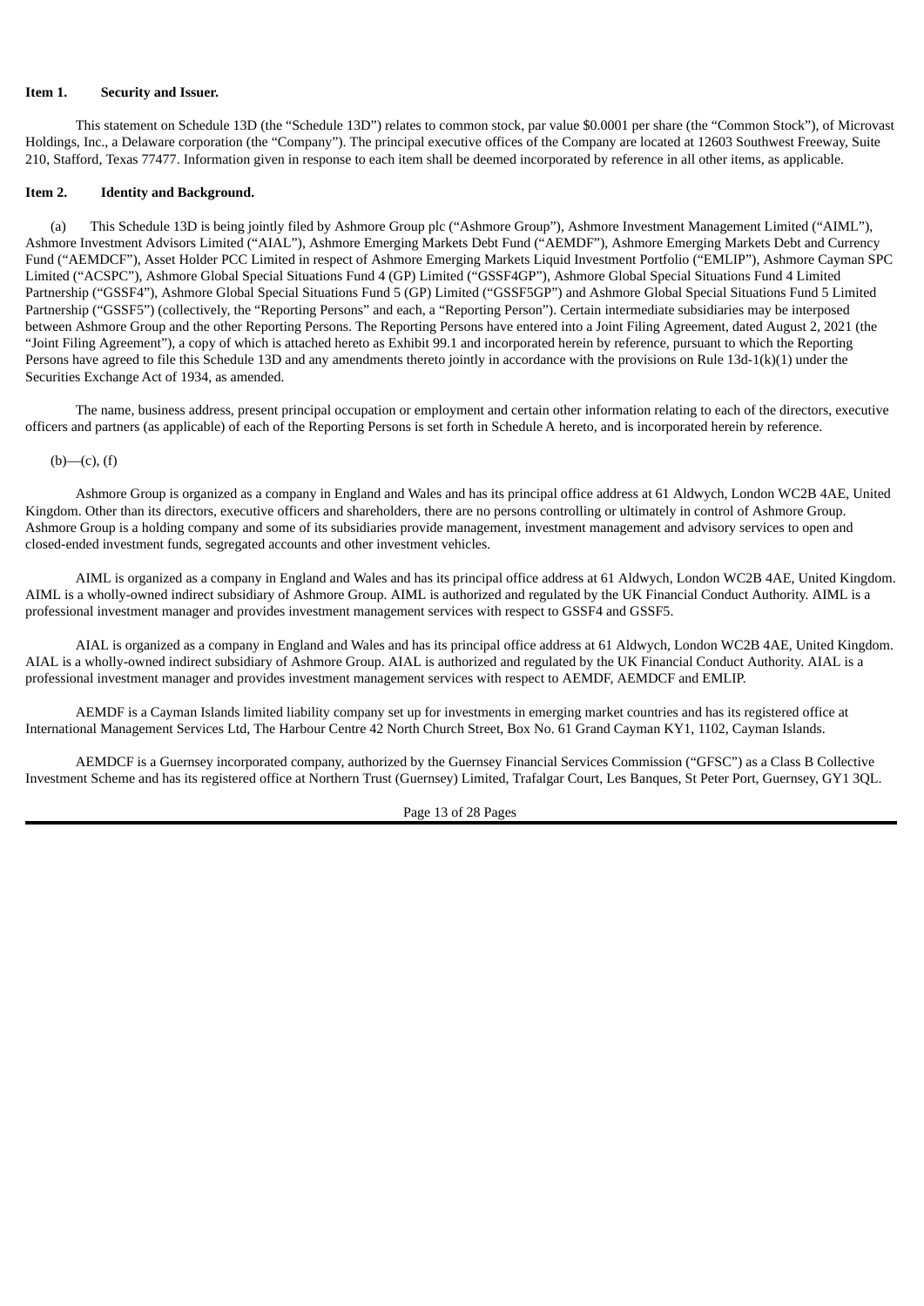**Item 1. Security and Issuer.**

This statement on Schedule 13D (the "Schedule 13D") relates to common stock, par value $0.0001 per share (the "Common Stock"), of Microvast Holdings, Inc., a Delaware corporation (the "Company"). The principal executive offices of the Company are located at 12603 Southwest Freeway, Suite 210, Stafford, Texas 77477. Information given in response to each item shall be deemed incorporated by reference in all other items, as applicable.

**Item 2. Identity and Background.**

(a) This Schedule 13D is being jointly filed by Ashmore Group plc ("Ashmore Group"), Ashmore Investment Management Limited ("AIML"), Ashmore Investment Advisors Limited ("AIAL"), Ashmore Emerging Markets Debt Fund ("AEMDF"), Ashmore Emerging Markets Debt and Currency Fund ("AEMDCF"), Asset Holder PCC Limited in respect of Ashmore Emerging Markets Liquid Investment Portfolio ("EMLIP"), Ashmore Cayman SPC Limited ("ACSPC"), Ashmore Global Special Situations Fund 4 (GP) Limited ("GSSF4GP"), Ashmore Global Special Situations Fund 4 Limited Partnership ("GSSF4"), Ashmore Global Special Situations Fund 5 (GP) Limited ("GSSF5GP") and Ashmore Global Special Situations Fund 5 Limited Partnership ("GSSF5") (collectively, the "Reporting Persons" and each, a "Reporting Person"). Certain intermediate subsidiaries may be interposed between Ashmore Group and the other Reporting Persons. The Reporting Persons have entered into a Joint Filing Agreement, dated August 2, 2021 (the "Joint Filing Agreement"), a copy of which is attached hereto as Exhibit 99.1 and incorporated herein by reference, pursuant to which the Reporting Persons have agreed to file this Schedule 13D and any amendments thereto jointly in accordance with the provisions on Rule 13d-1(k)(1) under the Securities Exchange Act of 1934, as amended.

The name, business address, present principal occupation or employment and certain other information relating to each of the directors, executive officers and partners (as applicable) of each of the Reporting Persons is set forth in Schedule A hereto, and is incorporated herein by reference.

(b)—(c), (f)

Ashmore Group is organized as a company in England and Wales and has its principal office address at 61 Aldwych, London WC2B 4AE, United Kingdom. Other than its directors, executive officers and shareholders, there are no persons controlling or ultimately in control of Ashmore Group. Ashmore Group is a holding company and some of its subsidiaries provide management, investment management and advisory services to open and closed-ended investment funds, segregated accounts and other investment vehicles.

AIML is organized as a company in England and Wales and has its principal office address at 61 Aldwych, London WC2B 4AE, United Kingdom. AIML is a wholly-owned indirect subsidiary of Ashmore Group. AIML is authorized and regulated by the UK Financial Conduct Authority. AIML is a professional investment manager and provides investment management services with respect to GSSF4 and GSSF5.

AIAL is organized as a company in England and Wales and has its principal office address at 61 Aldwych, London WC2B 4AE, United Kingdom. AIAL is a wholly-owned indirect subsidiary of Ashmore Group. AIAL is authorized and regulated by the UK Financial Conduct Authority. AIAL is a professional investment manager and provides investment management services with respect to AEMDF, AEMDCF and EMLIP.

AEMDF is a Cayman Islands limited liability company set up for investments in emerging market countries and has its registered office at International Management Services Ltd, The Harbour Centre 42 North Church Street, Box No. 61 Grand Cayman KY1, 1102, Cayman Islands.

AEMDCF is a Guernsey incorporated company, authorized by the Guernsey Financial Services Commission ("GFSC") as a Class B Collective Investment Scheme and has its registered office at Northern Trust (Guernsey) Limited, Trafalgar Court, Les Banques, St Peter Port, Guernsey, GY1 3QL.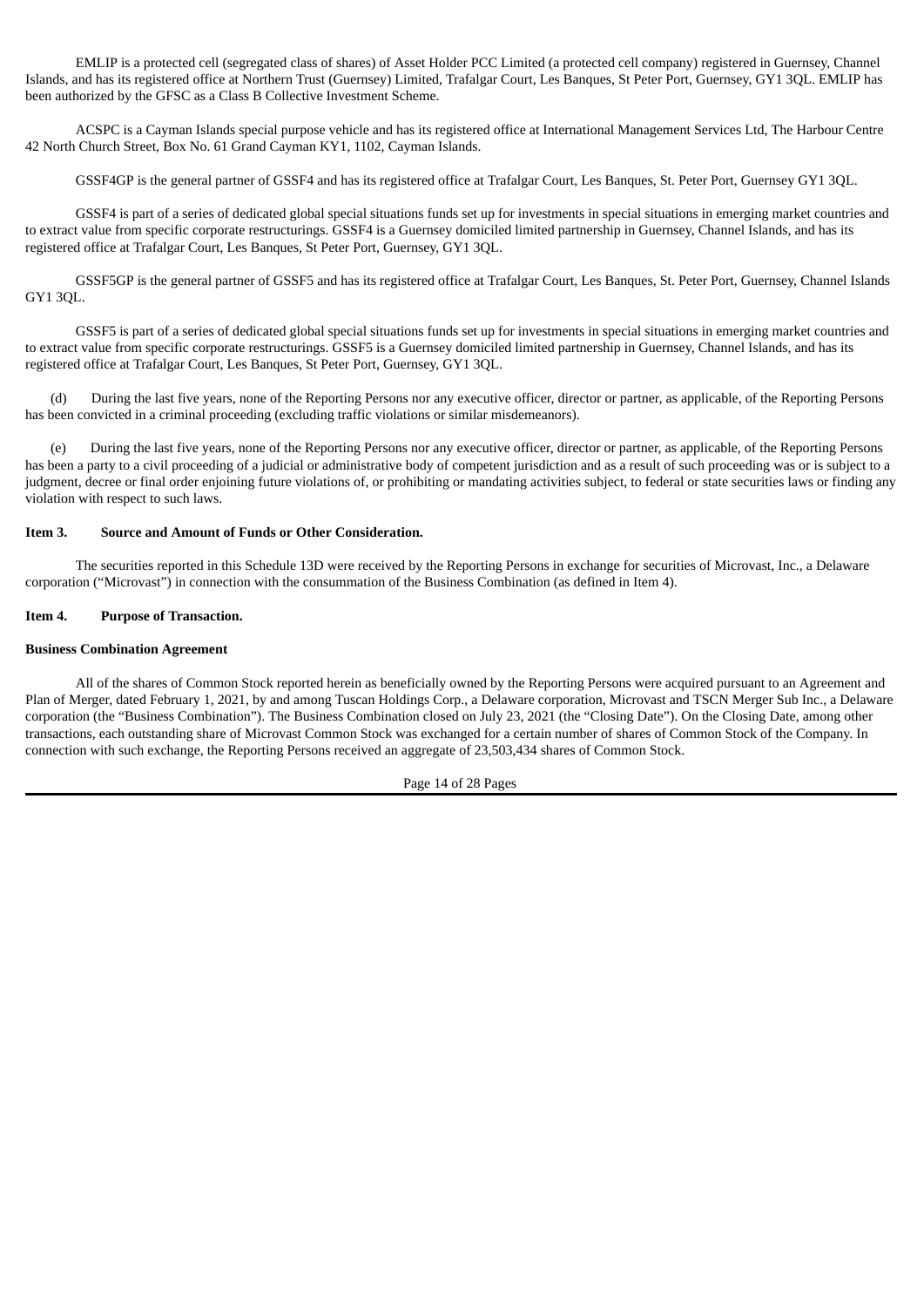EMLIP is a protected cell (segregated class of shares) of Asset Holder PCC Limited (a protected cell company) registered in Guernsey, Channel Islands, and has its registered office at Northern Trust (Guernsey) Limited, Trafalgar Court, Les Banques, St Peter Port, Guernsey, GY1 3QL. EMLIP has been authorized by the GFSC as a Class B Collective Investment Scheme.

ACSPC is a Cayman Islands special purpose vehicle and has its registered office at International Management Services Ltd, The Harbour Centre 42 North Church Street, Box No. 61 Grand Cayman KY1, 1102, Cayman Islands.

GSSF4GP is the general partner of GSSF4 and has its registered office at Trafalgar Court, Les Banques, St. Peter Port, Guernsey GY1 3QL.

GSSF4 is part of a series of dedicated global special situations funds set up for investments in special situations in emerging market countries and to extract value from specific corporate restructurings. GSSF4 is a Guernsey domiciled limited partnership in Guernsey, Channel Islands, and has its registered office at Trafalgar Court, Les Banques, St Peter Port, Guernsey, GY1 3QL.

GSSF5GP is the general partner of GSSF5 and has its registered office at Trafalgar Court, Les Banques, St. Peter Port, Guernsey, Channel Islands GY1 3QL.

GSSF5 is part of a series of dedicated global special situations funds set up for investments in special situations in emerging market countries and to extract value from specific corporate restructurings. GSSF5 is a Guernsey domiciled limited partnership in Guernsey, Channel Islands, and has its registered office at Trafalgar Court, Les Banques, St Peter Port, Guernsey, GY1 3QL.

(d) During the last five years, none of the Reporting Persons nor any executive officer, director or partner, as applicable, of the Reporting Persons has been convicted in a criminal proceeding (excluding traffic violations or similar misdemeanors).

(e) During the last five years, none of the Reporting Persons nor any executive officer, director or partner, as applicable, of the Reporting Persons has been a party to a civil proceeding of a judicial or administrative body of competent jurisdiction and as a result of such proceeding was or is subject to a judgment, decree or final order enjoining future violations of, or prohibiting or mandating activities subject, to federal or state securities laws or finding any violation with respect to such laws.

**Item 3. Source and Amount of Funds or Other Consideration.**

The securities reported in this Schedule 13D were received by the Reporting Persons in exchange for securities of Microvast, Inc., a Delaware corporation ("Microvast") in connection with the consummation of the Business Combination (as defined in Item 4).

**Item 4. Purpose of Transaction.**

**Business Combination Agreement**

All of the shares of Common Stock reported herein as beneficially owned by the Reporting Persons were acquired pursuant to an Agreement and Plan of Merger, dated February 1, 2021, by and among Tuscan Holdings Corp., a Delaware corporation, Microvast and TSCN Merger Sub Inc., a Delaware corporation (the "Business Combination"). The Business Combination closed on July 23, 2021 (the "Closing Date"). On the Closing Date, among other transactions, each outstanding share of Microvast Common Stock was exchanged for a certain number of shares of Common Stock of the Company. In connection with such exchange, the Reporting Persons received an aggregate of 23,503,434 shares of Common Stock.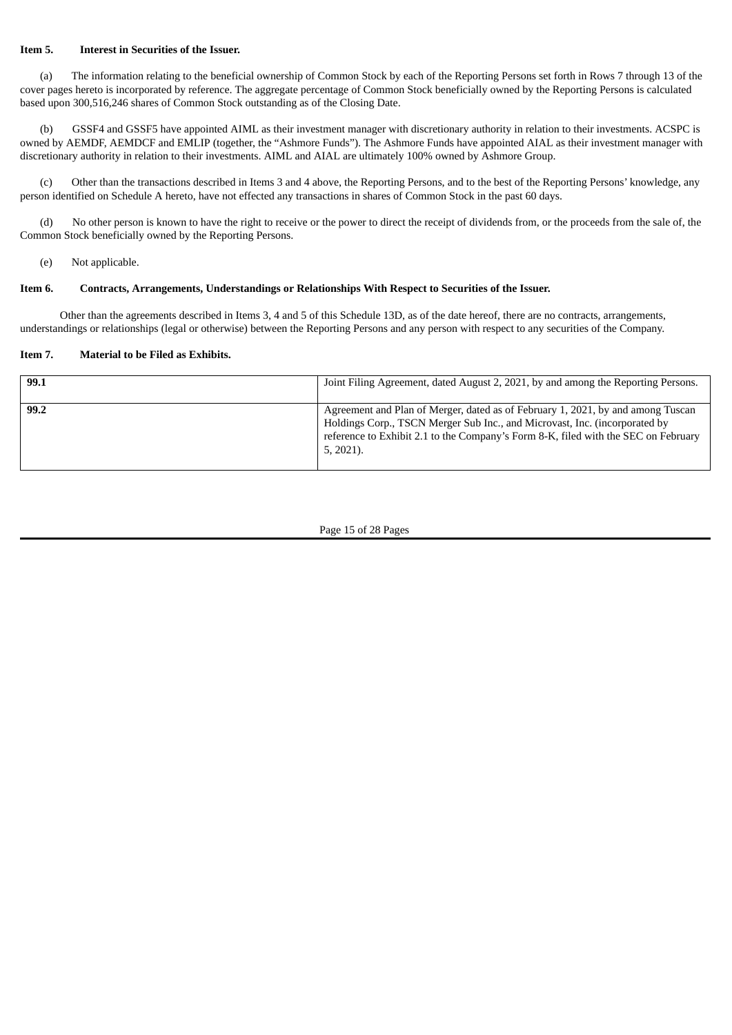**Item 5. Interest in Securities of the Issuer.**

(a) The information relating to the beneficial ownership of Common Stock by each of the Reporting Persons set forth in Rows 7 through 13 of the cover pages hereto is incorporated by reference. The aggregate percentage of Common Stock beneficially owned by the Reporting Persons is calculated based upon 300,516,246 shares of Common Stock outstanding as of the Closing Date.

(b) GSSF4 and GSSF5 have appointed AIML as their investment manager with discretionary authority in relation to their investments. ACSPC is owned by AEMDF, AEMDCF and EMLIP (together, the "Ashmore Funds"). The Ashmore Funds have appointed AIAL as their investment manager with discretionary authority in relation to their investments. AIML and AIAL are ultimately 100% owned by Ashmore Group.

(c) Other than the transactions described in Items 3 and 4 above, the Reporting Persons, and to the best of the Reporting Persons' knowledge, any person identified on Schedule A hereto, have not effected any transactions in shares of Common Stock in the past 60 days.

(d) No other person is known to have the right to receive or the power to direct the receipt of dividends from, or the proceeds from the sale of, the Common Stock beneficially owned by the Reporting Persons.

(e) Not applicable.

**Item 6. Contracts, Arrangements, Understandings or Relationships With Respect to Securities of the Issuer.**

Other than the agreements described in Items 3, 4 and 5 of this Schedule 13D, as of the date hereof, there are no contracts, arrangements, understandings or relationships (legal or otherwise) between the Reporting Persons and any person with respect to any securities of the Company.

**Item 7. Material to be Filed as Exhibits.**

| | |
|---|---|
| **99.1** | Joint Filing Agreement, dated August 2, 2021, by and among the Reporting Persons. |
| **99.2** | Agreement and Plan of Merger, dated as of February 1, 2021, by and among Tuscan Holdings Corp., TSCN Merger Sub Inc., and Microvast, Inc. (incorporated by reference to Exhibit 2.1 to the Company's Form 8-K, filed with the SEC on February 5, 2021). |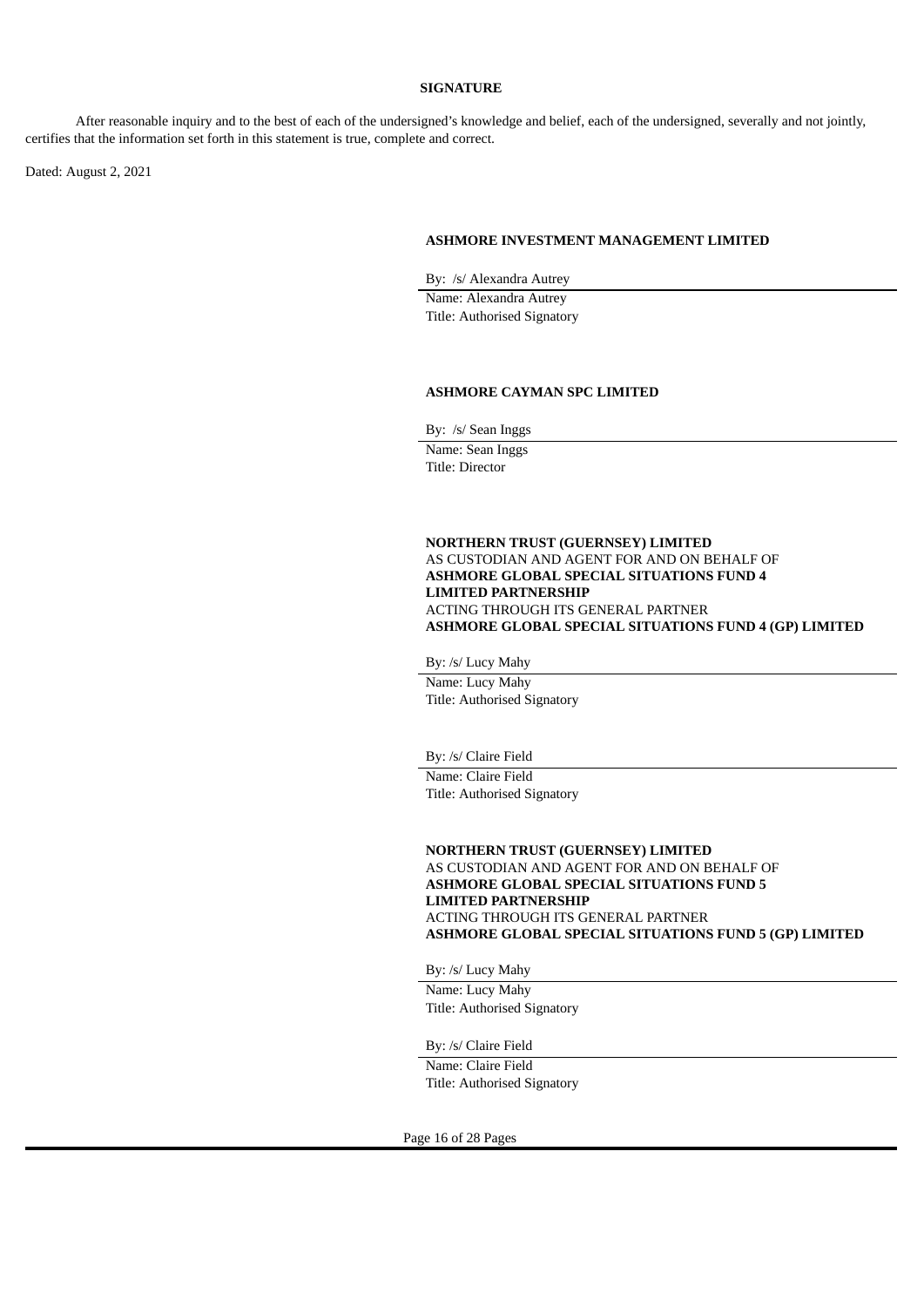**SIGNATURE**

After reasonable inquiry and to the best of each of the undersigned's knowledge and belief, each of the undersigned, severally and not jointly, certifies that the information set forth in this statement is true, complete and correct.

Dated: August 2, 2021

**ASHMORE INVESTMENT MANAGEMENT LIMITED**

By: /s/ Alexandra Autrey

Name: Alexandra Autrey
Title: Authorised Signatory

**ASHMORE CAYMAN SPC LIMITED**

By: /s/ Sean Inggs

Name: Sean Inggs
Title: Director

**NORTHERN TRUST (GUERNSEY) LIMITED**
AS CUSTODIAN AND AGENT FOR AND ON BEHALF OF
**ASHMORE GLOBAL SPECIAL SITUATIONS FUND 4 LIMITED PARTNERSHIP**
ACTING THROUGH ITS GENERAL PARTNER
**ASHMORE GLOBAL SPECIAL SITUATIONS FUND 4 (GP) LIMITED**

By: /s/ Lucy Mahy

Name: Lucy Mahy
Title: Authorised Signatory

By: /s/ Claire Field

Name: Claire Field
Title: Authorised Signatory

**NORTHERN TRUST (GUERNSEY) LIMITED**
AS CUSTODIAN AND AGENT FOR AND ON BEHALF OF
**ASHMORE GLOBAL SPECIAL SITUATIONS FUND 5 LIMITED PARTNERSHIP**
ACTING THROUGH ITS GENERAL PARTNER
**ASHMORE GLOBAL SPECIAL SITUATIONS FUND 5 (GP) LIMITED**

By: /s/ Lucy Mahy

Name: Lucy Mahy
Title: Authorised Signatory

By: /s/ Claire Field

Name: Claire Field
Title: Authorised Signatory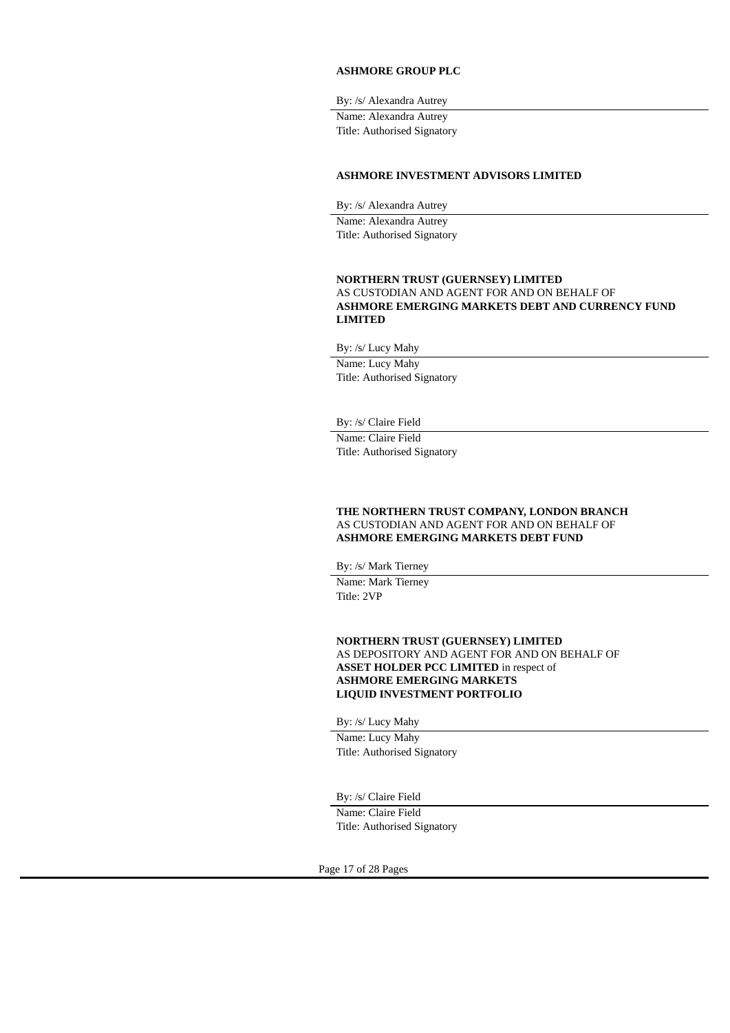**ASHMORE GROUP PLC**

By: /s/ Alexandra Autrey

Name: Alexandra Autrey
Title: Authorised Signatory

**ASHMORE INVESTMENT ADVISORS LIMITED**

By: /s/ Alexandra Autrey

Name: Alexandra Autrey
Title: Authorised Signatory

**NORTHERN TRUST (GUERNSEY) LIMITED**
AS CUSTODIAN AND AGENT FOR AND ON BEHALF OF
**ASHMORE EMERGING MARKETS DEBT AND CURRENCY FUND LIMITED**

By: /s/ Lucy Mahy

Name: Lucy Mahy
Title: Authorised Signatory

By: /s/ Claire Field

Name: Claire Field
Title: Authorised Signatory

**THE NORTHERN TRUST COMPANY, LONDON BRANCH**
AS CUSTODIAN AND AGENT FOR AND ON BEHALF OF
**ASHMORE EMERGING MARKETS DEBT FUND**

By: /s/ Mark Tierney

Name: Mark Tierney
Title: 2VP

**NORTHERN TRUST (GUERNSEY) LIMITED**
AS DEPOSITORY AND AGENT FOR AND ON BEHALF OF
**ASSET HOLDER PCC LIMITED** in respect of
**ASHMORE EMERGING MARKETS**
**LIQUID INVESTMENT PORTFOLIO**

By: /s/ Lucy Mahy

Name: Lucy Mahy
Title: Authorised Signatory

By: /s/ Claire Field

Name: Claire Field
Title: Authorised Signatory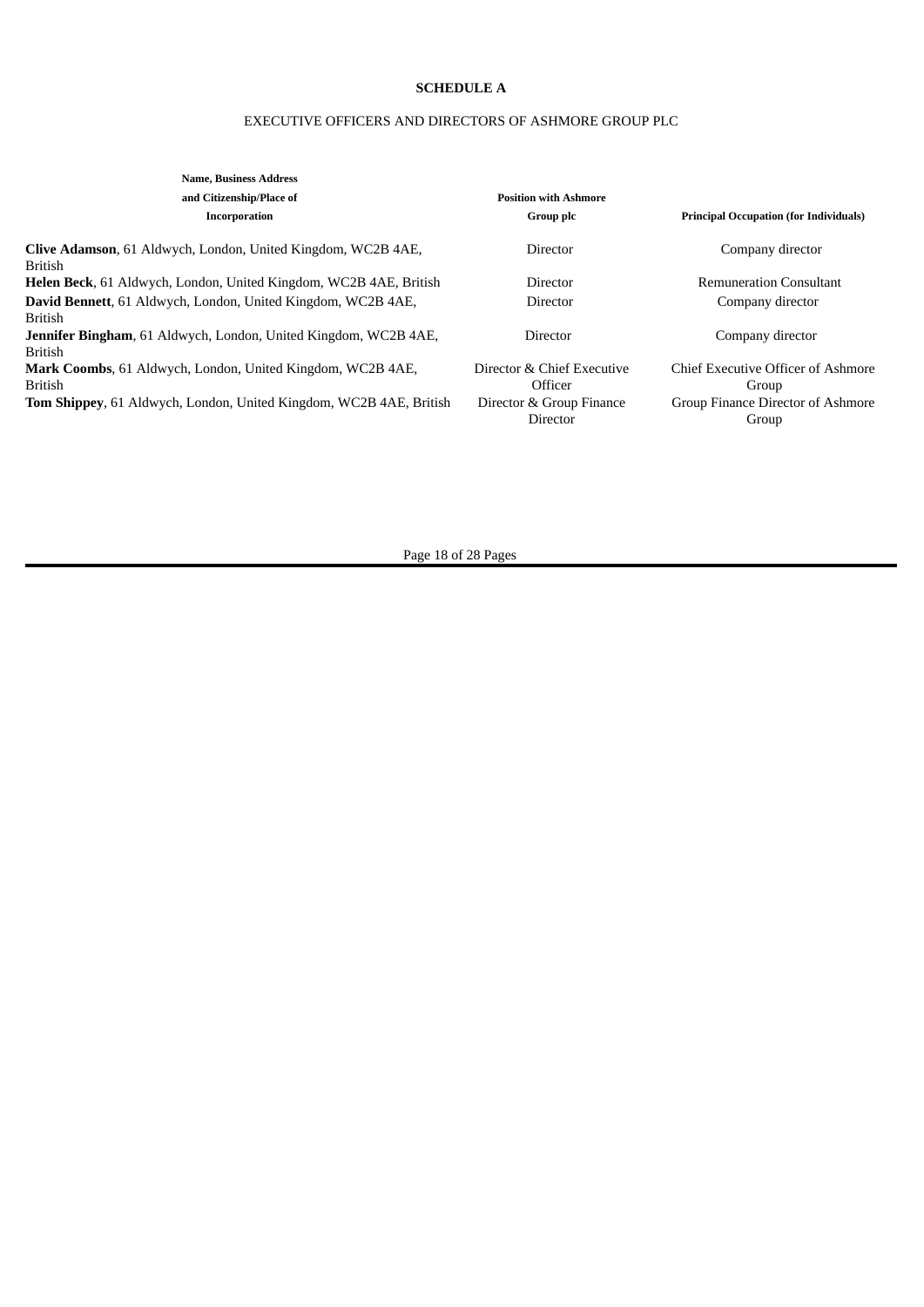**SCHEDULE A**

EXECUTIVE OFFICERS AND DIRECTORS OF ASHMORE GROUP PLC

| Name, Business Address and Citizenship/Place of Incorporation | Position with Ashmore Group plc | Principal Occupation (for Individuals) |
| --- | --- | --- |
| **Clive Adamson**, 61 Aldwych, London, United Kingdom, WC2B 4AE, British | Director | Company director |
| **Helen Beck**, 61 Aldwych, London, United Kingdom, WC2B 4AE, British | Director | Remuneration Consultant |
| **David Bennett**, 61 Aldwych, London, United Kingdom, WC2B 4AE, British | Director | Company director |
| **Jennifer Bingham**, 61 Aldwych, London, United Kingdom, WC2B 4AE, British | Director | Company director |
| **Mark Coombs**, 61 Aldwych, London, United Kingdom, WC2B 4AE, British | Director & Chief Executive Officer | Chief Executive Officer of Ashmore Group |
| **Tom Shippey**, 61 Aldwych, London, United Kingdom, WC2B 4AE, British | Director & Group Finance Director | Group Finance Director of Ashmore Group |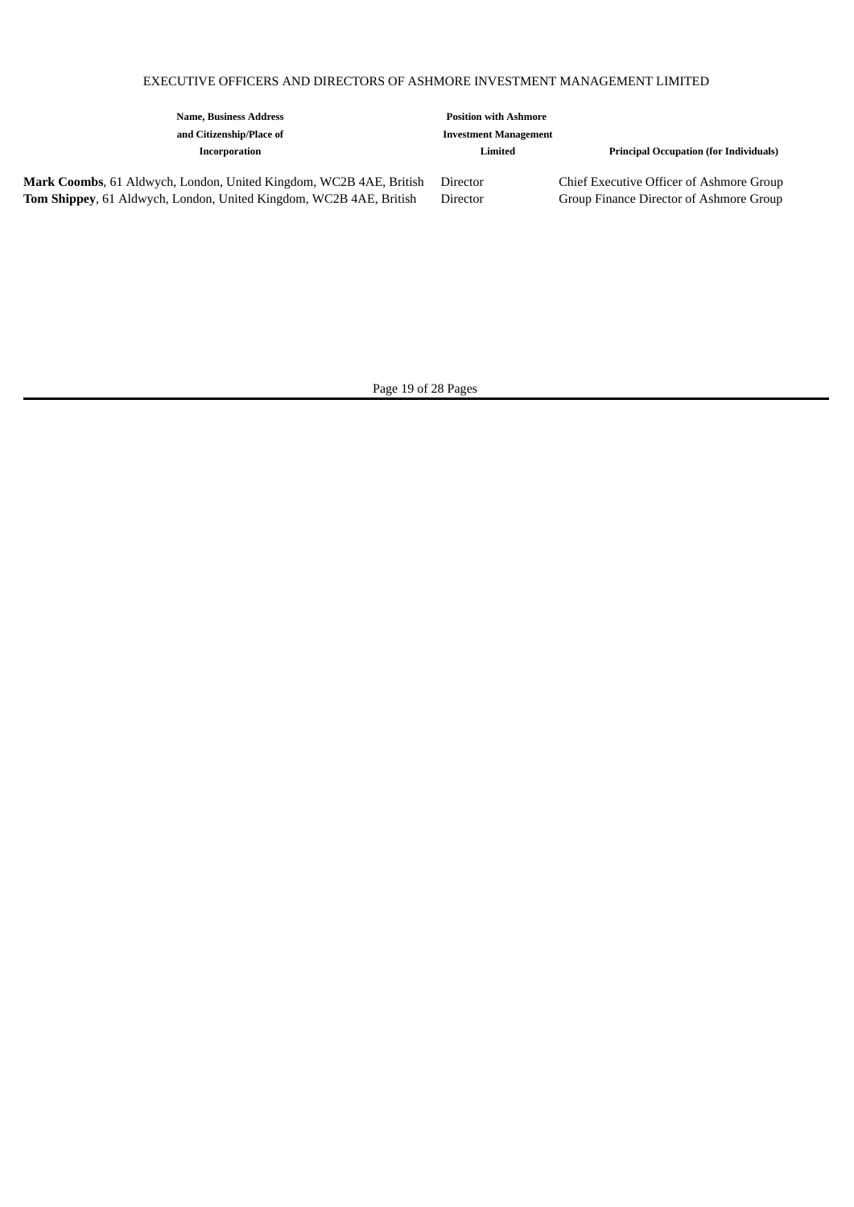EXECUTIVE OFFICERS AND DIRECTORS OF ASHMORE INVESTMENT MANAGEMENT LIMITED

| Name, Business Address and Citizenship/Place of Incorporation | Position with Ashmore Investment Management Limited | Principal Occupation (for Individuals) |
|---|---|---|
| **Mark Coombs**, 61 Aldwych, London, United Kingdom, WC2B 4AE, British | Director | Chief Executive Officer of Ashmore Group |
| **Tom Shippey**, 61 Aldwych, London, United Kingdom, WC2B 4AE, British | Director | Group Finance Director of Ashmore Group |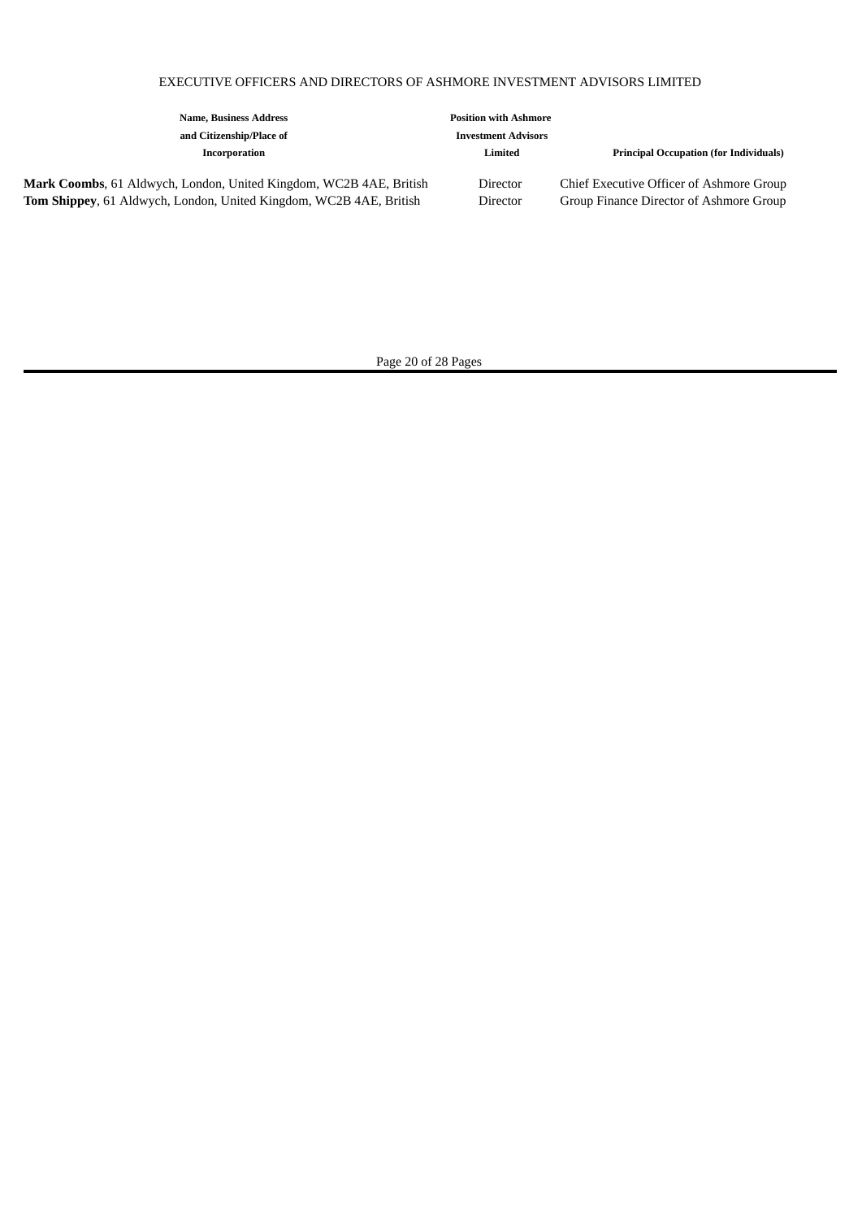EXECUTIVE OFFICERS AND DIRECTORS OF ASHMORE INVESTMENT ADVISORS LIMITED

| Name, Business Address and Citizenship/Place of Incorporation | Position with Ashmore Investment Advisors Limited | Principal Occupation (for Individuals) |
| --- | --- | --- |
| **Mark Coombs**, 61 Aldwych, London, United Kingdom, WC2B 4AE, British | Director | Chief Executive Officer of Ashmore Group |
| **Tom Shippey**, 61 Aldwych, London, United Kingdom, WC2B 4AE, British | Director | Group Finance Director of Ashmore Group |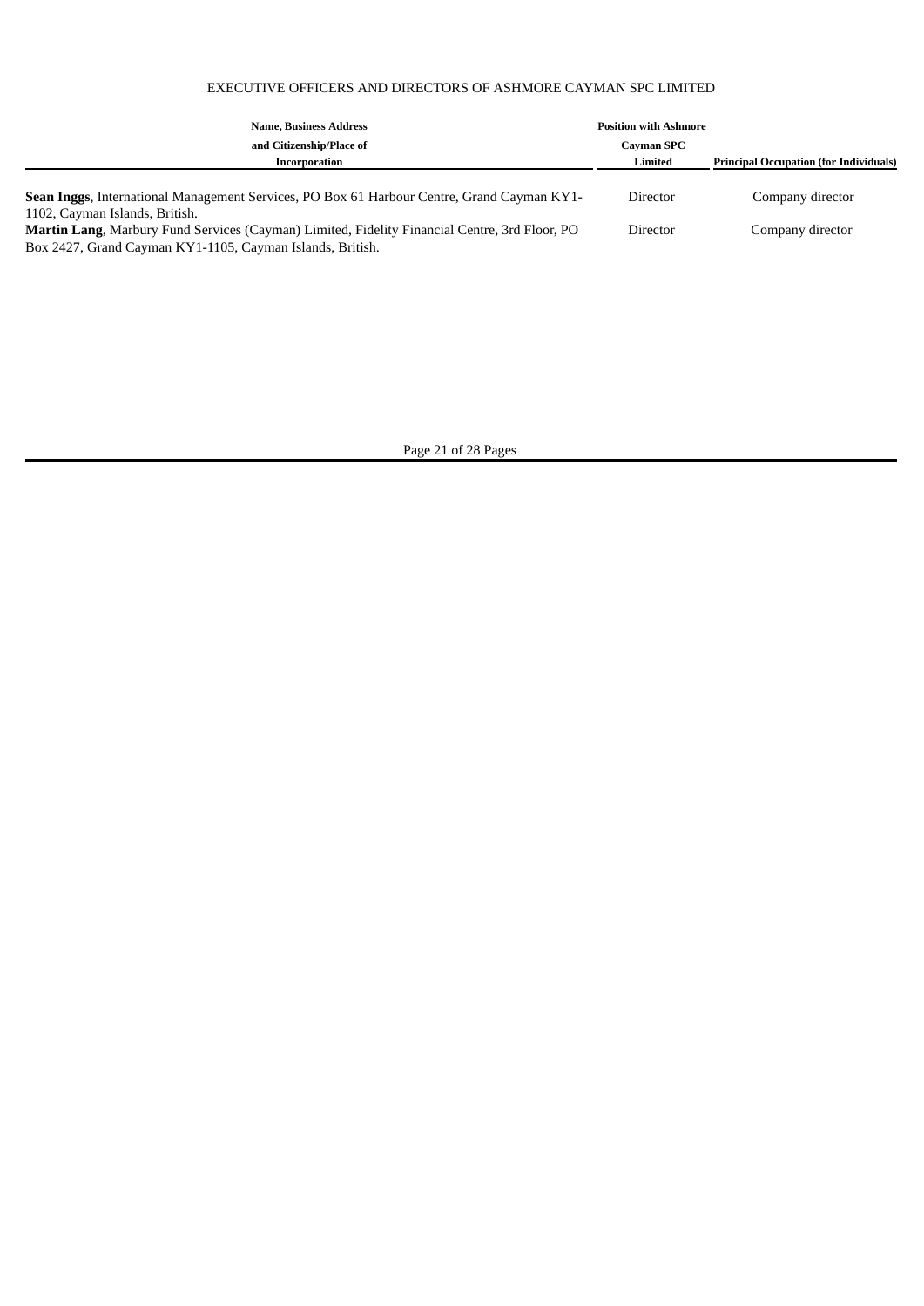EXECUTIVE OFFICERS AND DIRECTORS OF ASHMORE CAYMAN SPC LIMITED

| Name, Business Address and Citizenship/Place of Incorporation | Position with Ashmore Cayman SPC Limited | Principal Occupation (for Individuals) |
|---|---|---|
| **Sean Inggs**, International Management Services, PO Box 61 Harbour Centre, Grand Cayman KY1-1102, Cayman Islands, British. | Director | Company director |
| **Martin Lang**, Marbury Fund Services (Cayman) Limited, Fidelity Financial Centre, 3rd Floor, PO Box 2427, Grand Cayman KY1-1105, Cayman Islands, British. | Director | Company director |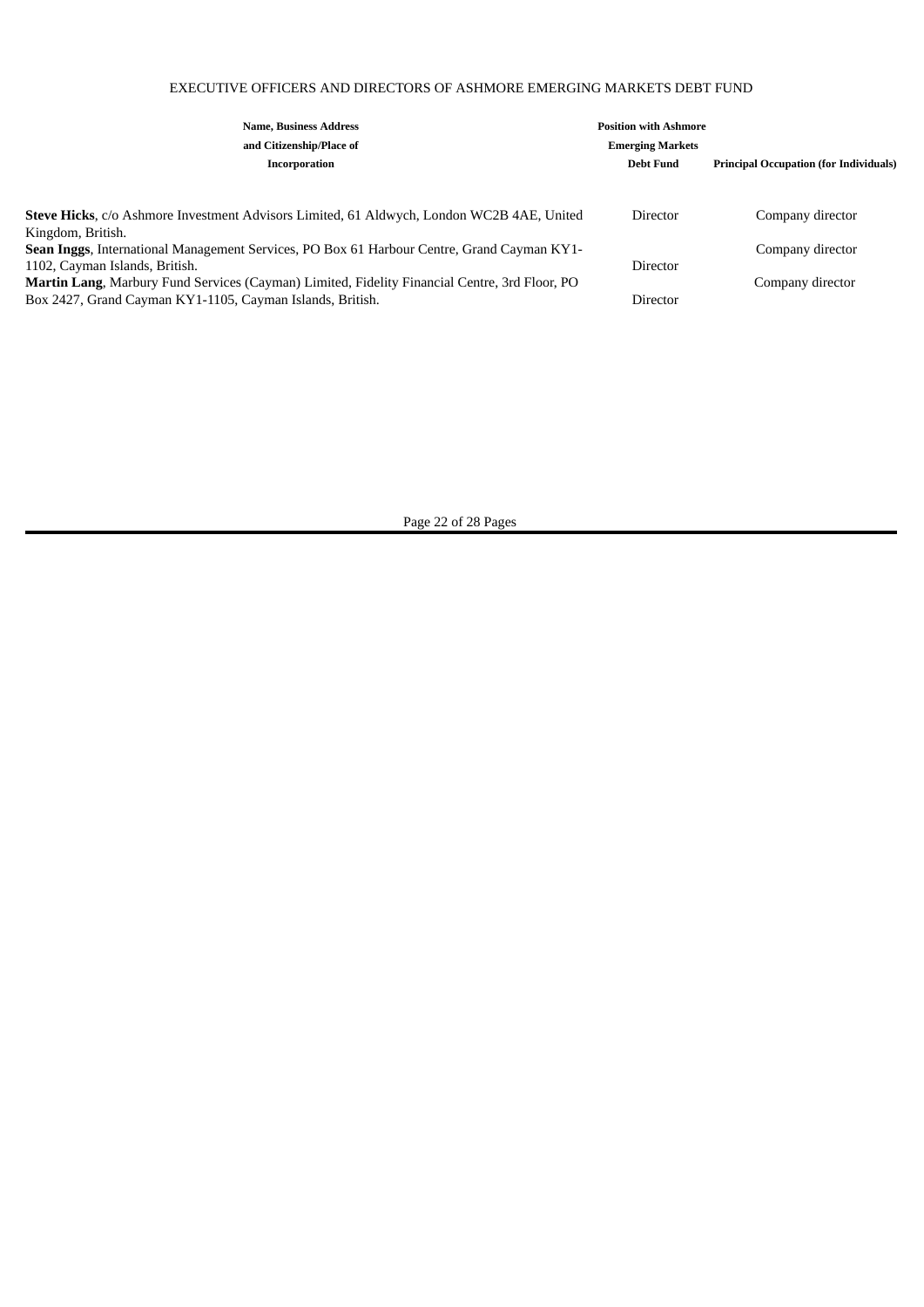EXECUTIVE OFFICERS AND DIRECTORS OF ASHMORE EMERGING MARKETS DEBT FUND

| Name, Business Address and Citizenship/Place of Incorporation | Position with Ashmore Emerging Markets Debt Fund | Principal Occupation (for Individuals) |
|---|---|---|
| **Steve Hicks**, c/o Ashmore Investment Advisors Limited, 61 Aldwych, London WC2B 4AE, United Kingdom, British. | Director | Company director |
| **Sean Inggs**, International Management Services, PO Box 61 Harbour Centre, Grand Cayman KY1-1102, Cayman Islands, British. | Director | Company director |
| **Martin Lang**, Marbury Fund Services (Cayman) Limited, Fidelity Financial Centre, 3rd Floor, PO Box 2427, Grand Cayman KY1-1105, Cayman Islands, British. | Director | Company director |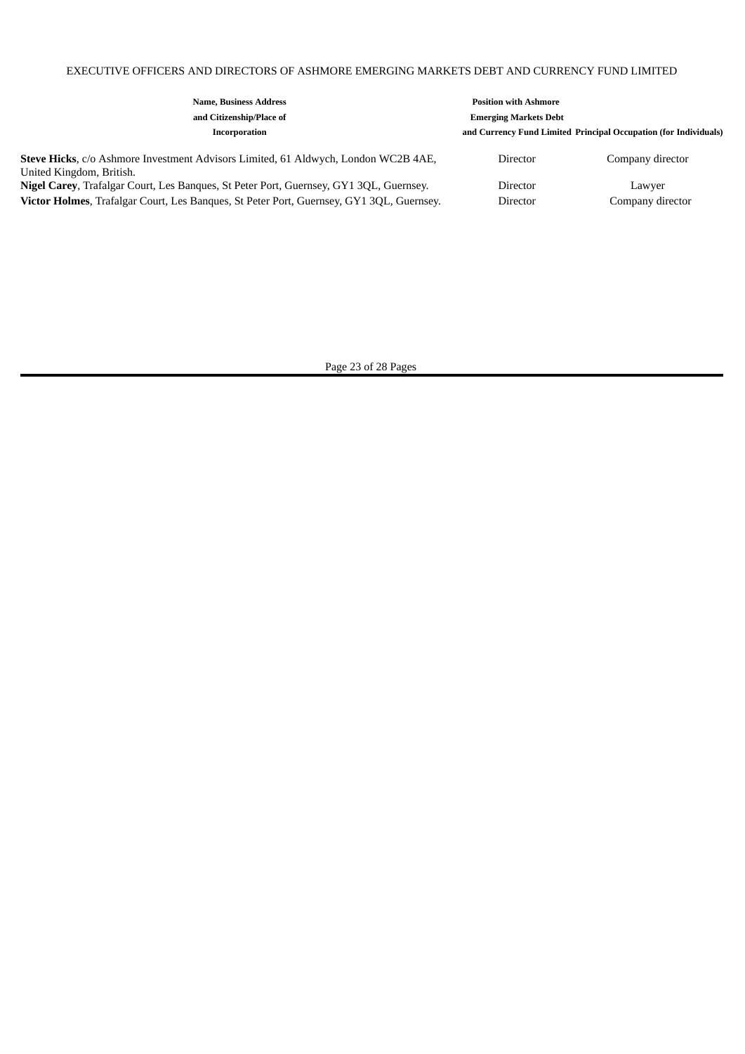EXECUTIVE OFFICERS AND DIRECTORS OF ASHMORE EMERGING MARKETS DEBT AND CURRENCY FUND LIMITED

| Name, Business Address and Citizenship/Place of Incorporation | Position with Ashmore Emerging Markets Debt and Currency Fund Limited | Principal Occupation (for Individuals) |
| --- | --- | --- |
| **Steve Hicks**, c/o Ashmore Investment Advisors Limited, 61 Aldwych, London WC2B 4AE, United Kingdom, British. | Director | Company director |
| **Nigel Carey**, Trafalgar Court, Les Banques, St Peter Port, Guernsey, GY1 3QL, Guernsey. | Director | Lawyer |
| **Victor Holmes**, Trafalgar Court, Les Banques, St Peter Port, Guernsey, GY1 3QL, Guernsey. | Director | Company director |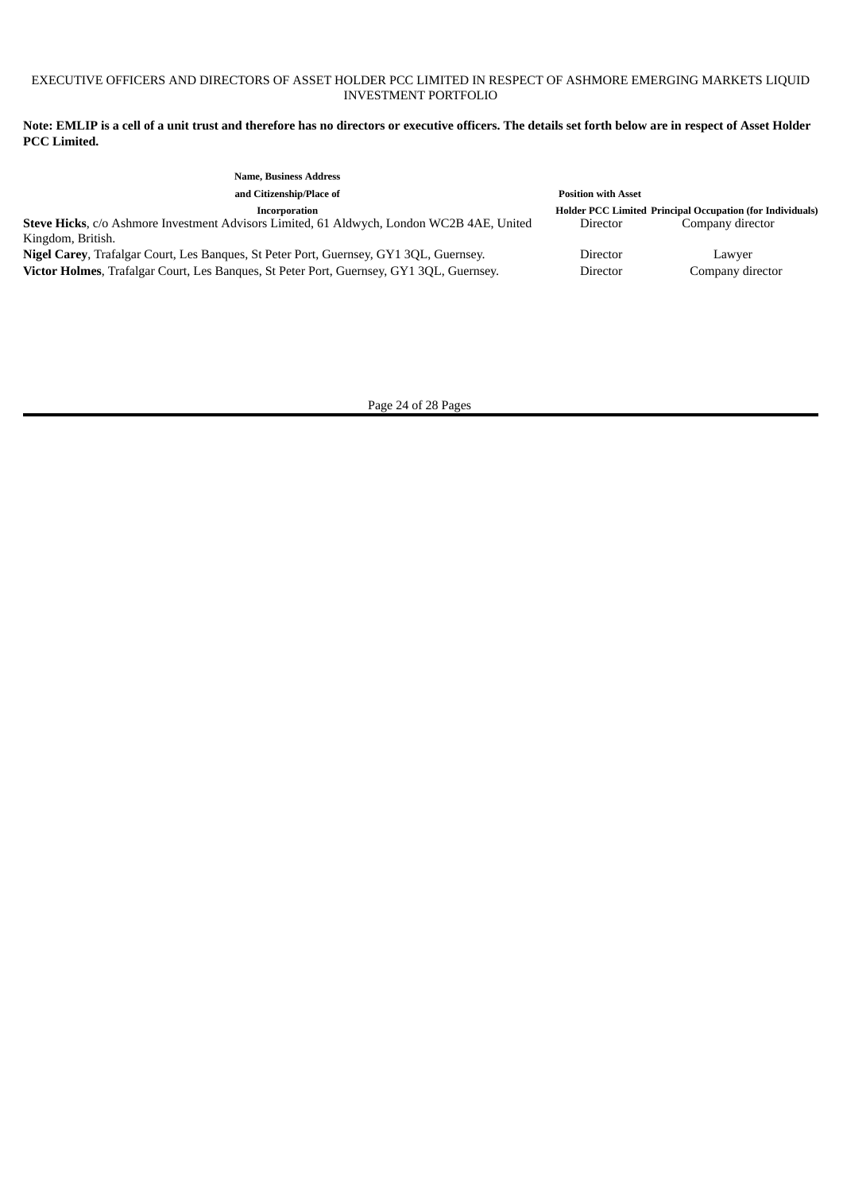EXECUTIVE OFFICERS AND DIRECTORS OF ASSET HOLDER PCC LIMITED IN RESPECT OF ASHMORE EMERGING MARKETS LIQUID INVESTMENT PORTFOLIO

**Note: EMLIP is a cell of a unit trust and therefore has no directors or executive officers. The details set forth below are in respect of Asset Holder PCC Limited.**

| Name, Business Address and Citizenship/Place of Incorporation | Position with Asset Holder PCC Limited | Principal Occupation (for Individuals) |
|---|---|---|
| **Steve Hicks**, c/o Ashmore Investment Advisors Limited, 61 Aldwych, London WC2B 4AE, United Kingdom, British. | Director | Company director |
| **Nigel Carey**, Trafalgar Court, Les Banques, St Peter Port, Guernsey, GY1 3QL, Guernsey. | Director | Lawyer |
| **Victor Holmes**, Trafalgar Court, Les Banques, St Peter Port, Guernsey, GY1 3QL, Guernsey. | Director | Company director |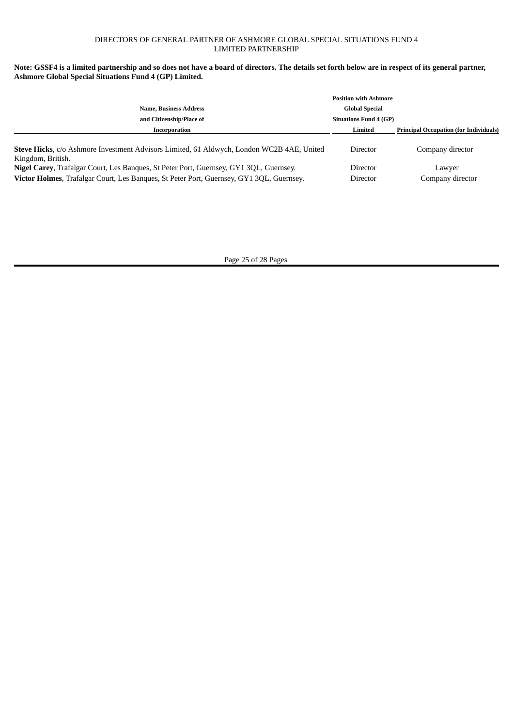DIRECTORS OF GENERAL PARTNER OF ASHMORE GLOBAL SPECIAL SITUATIONS FUND 4 LIMITED PARTNERSHIP

**Note: GSSF4 is a limited partnership and so does not have a board of directors. The details set forth below are in respect of its general partner, Ashmore Global Special Situations Fund 4 (GP) Limited.**

| Name, Business Address and Citizenship/Place of Incorporation | Position with Ashmore Global Special Situations Fund 4 (GP) Limited | Principal Occupation (for Individuals) |
|---|---|---|
| **Steve Hicks**, c/o Ashmore Investment Advisors Limited, 61 Aldwych, London WC2B 4AE, United Kingdom, British. | Director | Company director |
| **Nigel Carey**, Trafalgar Court, Les Banques, St Peter Port, Guernsey, GY1 3QL, Guernsey. | Director | Lawyer |
| **Victor Holmes**, Trafalgar Court, Les Banques, St Peter Port, Guernsey, GY1 3QL, Guernsey. | Director | Company director |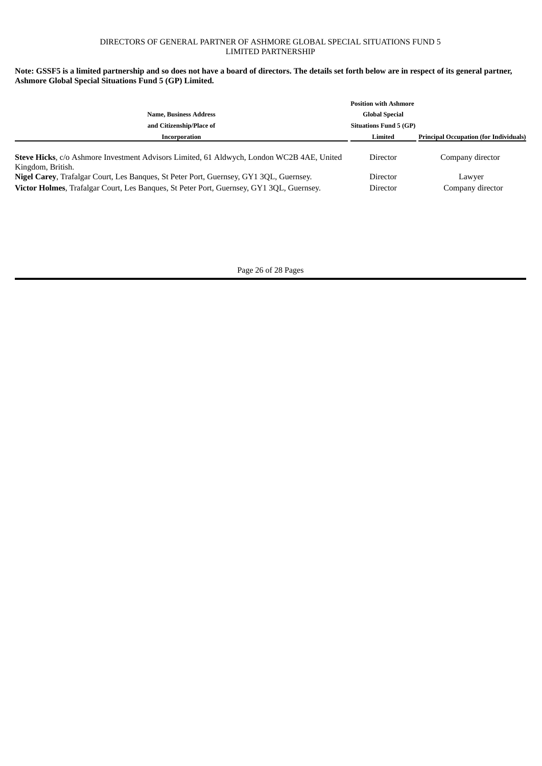DIRECTORS OF GENERAL PARTNER OF ASHMORE GLOBAL SPECIAL SITUATIONS FUND 5 LIMITED PARTNERSHIP

**Note: GSSF5 is a limited partnership and so does not have a board of directors. The details set forth below are in respect of its general partner, Ashmore Global Special Situations Fund 5 (GP) Limited.**

| Name, Business Address and Citizenship/Place of Incorporation | Position with Ashmore Global Special Situations Fund 5 (GP) Limited | Principal Occupation (for Individuals) |
|---|---|---|
| **Steve Hicks**, c/o Ashmore Investment Advisors Limited, 61 Aldwych, London WC2B 4AE, United Kingdom, British. | Director | Company director |
| **Nigel Carey**, Trafalgar Court, Les Banques, St Peter Port, Guernsey, GY1 3QL, Guernsey. | Director | Lawyer |
| **Victor Holmes**, Trafalgar Court, Les Banques, St Peter Port, Guernsey, GY1 3QL, Guernsey. | Director | Company director |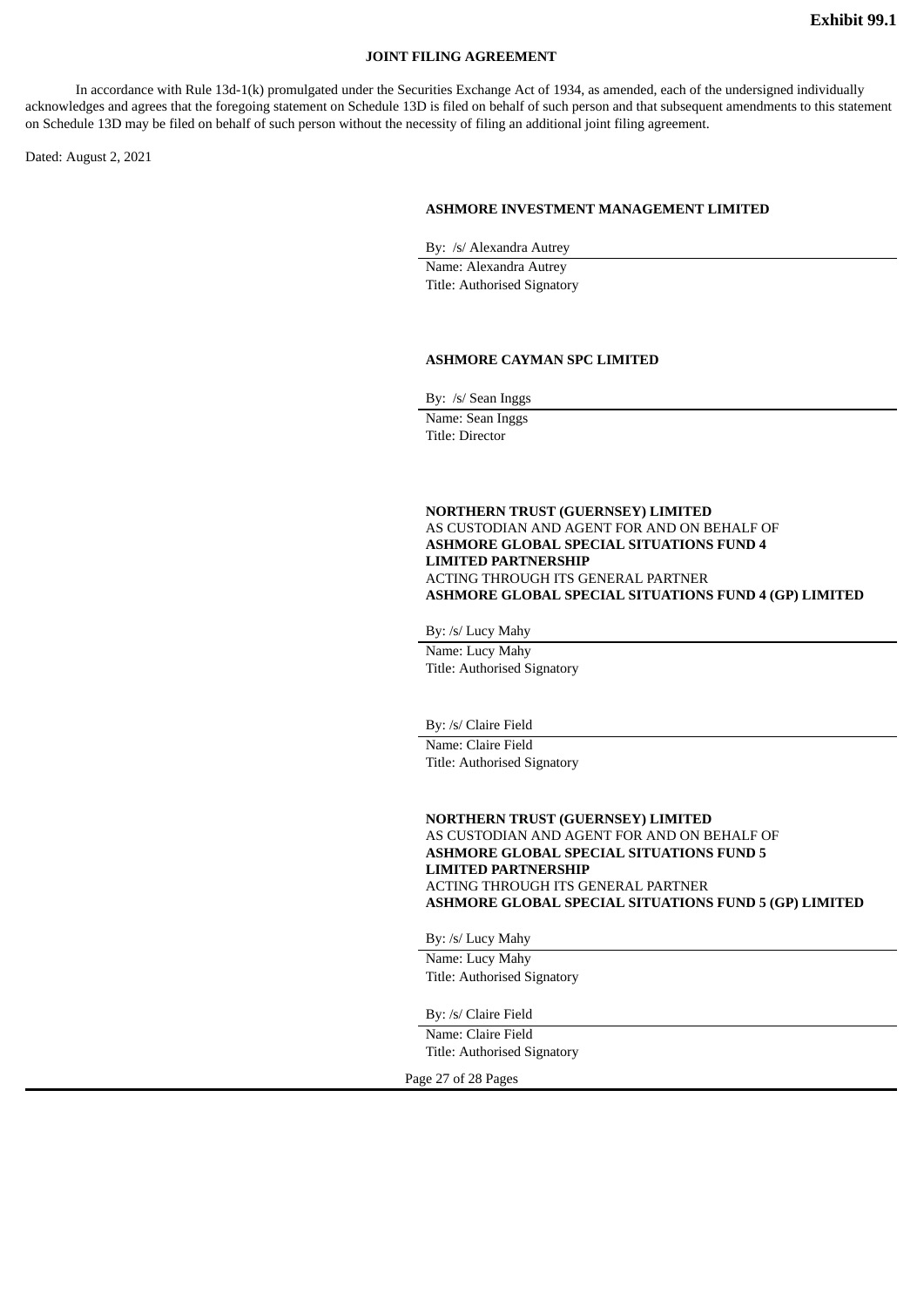**Exhibit 99.1**

**JOINT FILING AGREEMENT**

In accordance with Rule 13d-1(k) promulgated under the Securities Exchange Act of 1934, as amended, each of the undersigned individually acknowledges and agrees that the foregoing statement on Schedule 13D is filed on behalf of such person and that subsequent amendments to this statement on Schedule 13D may be filed on behalf of such person without the necessity of filing an additional joint filing agreement.

Dated: August 2, 2021

**ASHMORE INVESTMENT MANAGEMENT LIMITED**

By: /s/ Alexandra Autrey
Name: Alexandra Autrey
Title: Authorised Signatory

**ASHMORE CAYMAN SPC LIMITED**

By: /s/ Sean Inggs
Name: Sean Inggs
Title: Director

**NORTHERN TRUST (GUERNSEY) LIMITED**
AS CUSTODIAN AND AGENT FOR AND ON BEHALF OF
**ASHMORE GLOBAL SPECIAL SITUATIONS FUND 4 LIMITED PARTNERSHIP**
ACTING THROUGH ITS GENERAL PARTNER
**ASHMORE GLOBAL SPECIAL SITUATIONS FUND 4 (GP) LIMITED**

By: /s/ Lucy Mahy
Name: Lucy Mahy
Title: Authorised Signatory

By: /s/ Claire Field
Name: Claire Field
Title: Authorised Signatory

**NORTHERN TRUST (GUERNSEY) LIMITED**
AS CUSTODIAN AND AGENT FOR AND ON BEHALF OF
**ASHMORE GLOBAL SPECIAL SITUATIONS FUND 5 LIMITED PARTNERSHIP**
ACTING THROUGH ITS GENERAL PARTNER
**ASHMORE GLOBAL SPECIAL SITUATIONS FUND 5 (GP) LIMITED**

By: /s/ Lucy Mahy
Name: Lucy Mahy
Title: Authorised Signatory

By: /s/ Claire Field
Name: Claire Field
Title: Authorised Signatory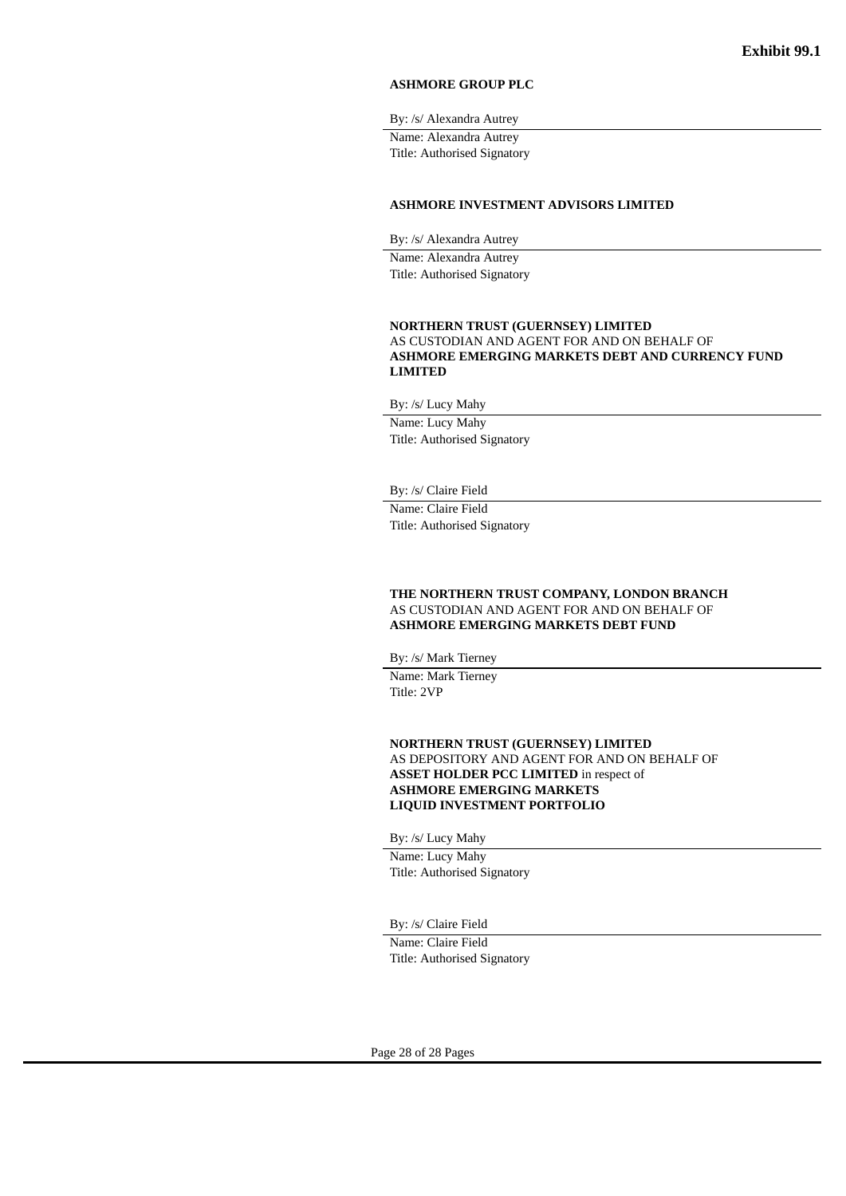**Exhibit 99.1**

**ASHMORE GROUP PLC**

By: /s/ Alexandra Autrey

Name: Alexandra Autrey
Title: Authorised Signatory

**ASHMORE INVESTMENT ADVISORS LIMITED**

By: /s/ Alexandra Autrey

Name: Alexandra Autrey
Title: Authorised Signatory

**NORTHERN TRUST (GUERNSEY) LIMITED**
AS CUSTODIAN AND AGENT FOR AND ON BEHALF OF
**ASHMORE EMERGING MARKETS DEBT AND CURRENCY FUND LIMITED**

By: /s/ Lucy Mahy

Name: Lucy Mahy
Title: Authorised Signatory

By: /s/ Claire Field

Name: Claire Field
Title: Authorised Signatory

**THE NORTHERN TRUST COMPANY, LONDON BRANCH**
AS CUSTODIAN AND AGENT FOR AND ON BEHALF OF
**ASHMORE EMERGING MARKETS DEBT FUND**

By: /s/ Mark Tierney

Name: Mark Tierney
Title: 2VP

**NORTHERN TRUST (GUERNSEY) LIMITED**
AS DEPOSITORY AND AGENT FOR AND ON BEHALF OF
**ASSET HOLDER PCC LIMITED** in respect of
**ASHMORE EMERGING MARKETS LIQUID INVESTMENT PORTFOLIO**

By: /s/ Lucy Mahy

Name: Lucy Mahy
Title: Authorised Signatory

By: /s/ Claire Field

Name: Claire Field
Title: Authorised Signatory